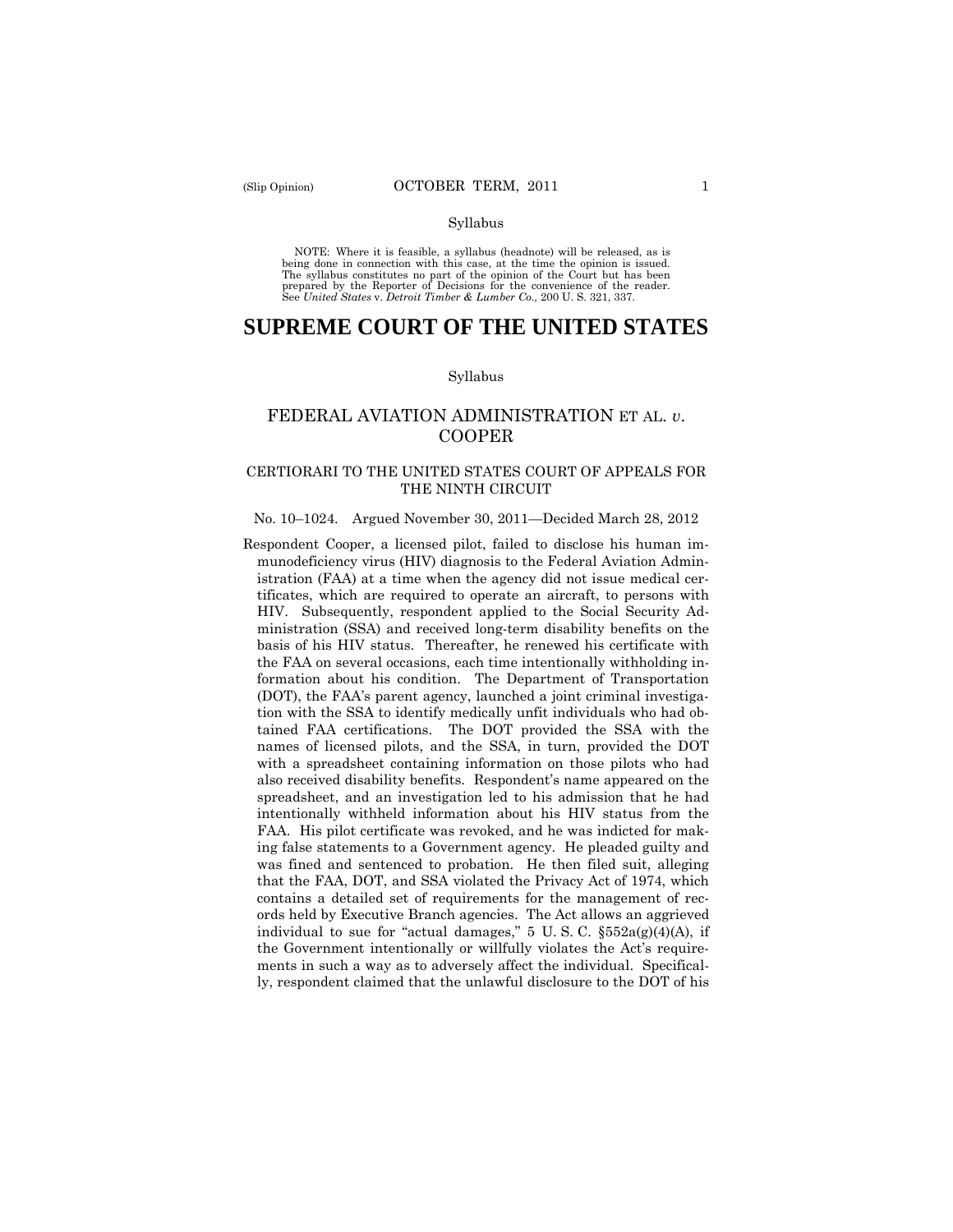Syllabus

NOTE: Where it is feasible, a syllabus (headnote) will be released, as is being done in connection with this case, at the time the opinion is issued. The syllabus constitutes no part of the opinion of the Court but has been prepared by the Reporter of Decisions for the convenience of the reader. See *United States* v. *Detroit Timber & Lumber Co.,* 200 U. S. 321, 337.

# SUPREME COURT OF THE UNITED STATES

Syllabus

## FEDERAL AVIATION ADMINISTRATION ET AL. *v.* COOPER

### CERTIORARI TO THE UNITED STATES COURT OF APPEALS FOR THE NINTH CIRCUIT

No. 10–1024. Argued November 30, 2011—Decided March 28, 2012

Respondent Cooper, a licensed pilot, failed to disclose his human immunodeficiency virus (HIV) diagnosis to the Federal Aviation Administration (FAA) at a time when the agency did not issue medical certificates, which are required to operate an aircraft, to persons with HIV. Subsequently, respondent applied to the Social Security Administration (SSA) and received long-term disability benefits on the basis of his HIV status. Thereafter, he renewed his certificate with the FAA on several occasions, each time intentionally withholding information about his condition. The Department of Transportation (DOT), the FAA's parent agency, launched a joint criminal investigation with the SSA to identify medically unfit individuals who had obtained FAA certifications. The DOT provided the SSA with the names of licensed pilots, and the SSA, in turn, provided the DOT with a spreadsheet containing information on those pilots who had also received disability benefits. Respondent's name appeared on the spreadsheet, and an investigation led to his admission that he had intentionally withheld information about his HIV status from the FAA. His pilot certificate was revoked, and he was indicted for making false statements to a Government agency. He pleaded guilty and was fined and sentenced to probation. He then filed suit, alleging that the FAA, DOT, and SSA violated the Privacy Act of 1974, which contains a detailed set of requirements for the management of records held by Executive Branch agencies. The Act allows an aggrieved individual to sue for "actual damages," 5 U. S. C. §552a(g)(4)(A), if the Government intentionally or willfully violates the Act's requirements in such a way as to adversely affect the individual. Specifically, respondent claimed that the unlawful disclosure to the DOT of his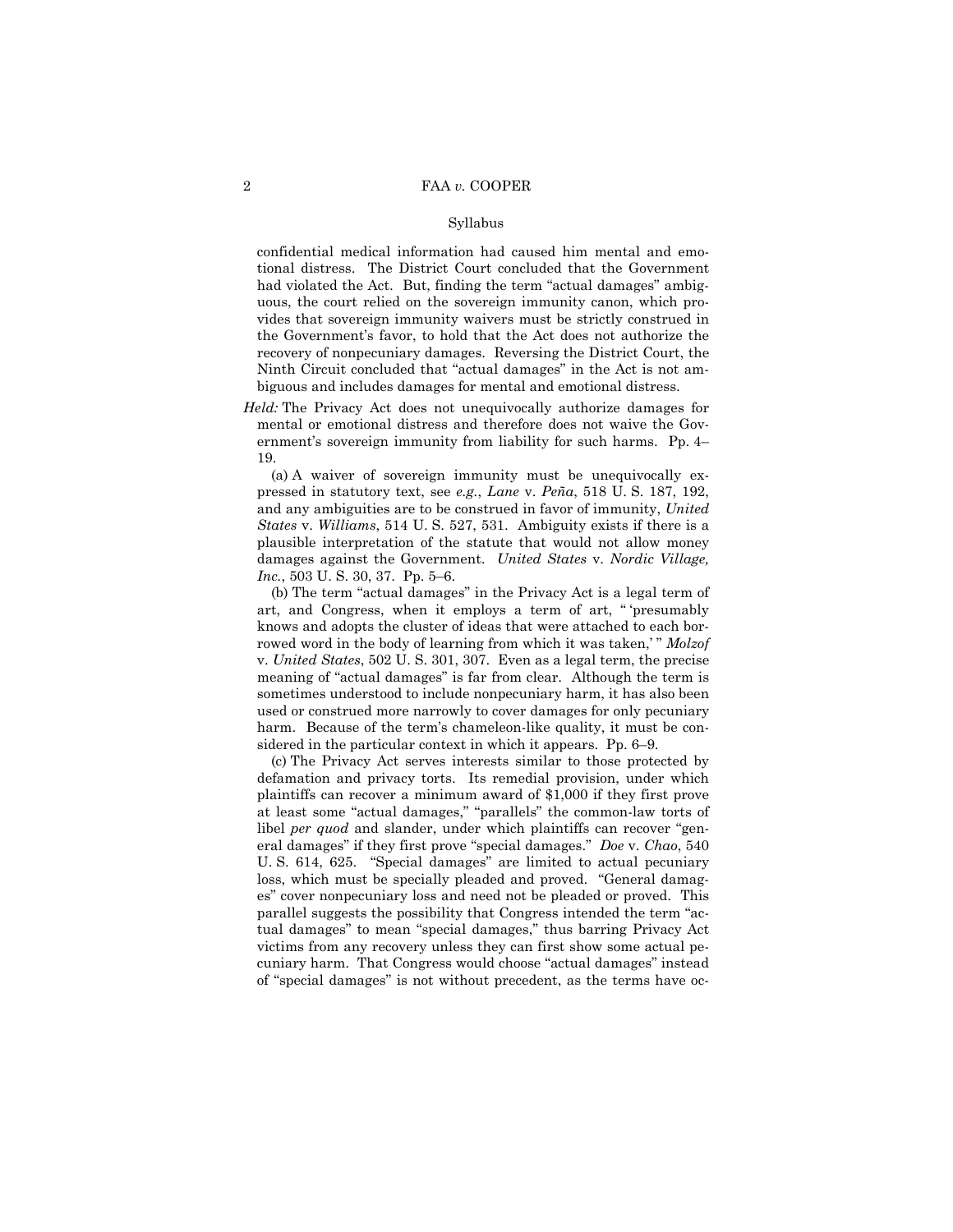confidential medical information had caused him mental and emotional distress. The District Court concluded that the Government had violated the Act. But, finding the term "actual damages" ambiguous, the court relied on the sovereign immunity canon, which provides that sovereign immunity waivers must be strictly construed in the Government's favor, to hold that the Act does not authorize the recovery of nonpecuniary damages. Reversing the District Court, the Ninth Circuit concluded that "actual damages" in the Act is not ambiguous and includes damages for mental and emotional distress.

*Held:* The Privacy Act does not unequivocally authorize damages for mental or emotional distress and therefore does not waive the Government's sovereign immunity from liability for such harms. Pp. 4–19.

(a) A waiver of sovereign immunity must be unequivocally expressed in statutory text, see *e.g.*, *Lane* v. *Peña*, 518 U. S. 187, 192, and any ambiguities are to be construed in favor of immunity, *United States* v. *Williams*, 514 U. S. 527, 531. Ambiguity exists if there is a plausible interpretation of the statute that would not allow money damages against the Government. *United States* v. *Nordic Village, Inc.*, 503 U. S. 30, 37. Pp. 5–6.

(b) The term "actual damages" in the Privacy Act is a legal term of art, and Congress, when it employs a term of art, " 'presumably knows and adopts the cluster of ideas that were attached to each borrowed word in the body of learning from which it was taken,' " *Molzof* v. *United States*, 502 U. S. 301, 307. Even as a legal term, the precise meaning of "actual damages" is far from clear. Although the term is sometimes understood to include nonpecuniary harm, it has also been used or construed more narrowly to cover damages for only pecuniary harm. Because of the term's chameleon-like quality, it must be considered in the particular context in which it appears. Pp. 6–9.

(c) The Privacy Act serves interests similar to those protected by defamation and privacy torts. Its remedial provision, under which plaintiffs can recover a minimum award of $1,000 if they first prove at least some "actual damages," "parallels" the common-law torts of libel *per quod* and slander, under which plaintiffs can recover "general damages" if they first prove "special damages." *Doe* v. *Chao*, 540 U. S. 614, 625. "Special damages" are limited to actual pecuniary loss, which must be specially pleaded and proved. "General damages" cover nonpecuniary loss and need not be pleaded or proved. This parallel suggests the possibility that Congress intended the term "actual damages" to mean "special damages," thus barring Privacy Act victims from any recovery unless they can first show some actual pecuniary harm. That Congress would choose "actual damages" instead of "special damages" is not without precedent, as the terms have oc-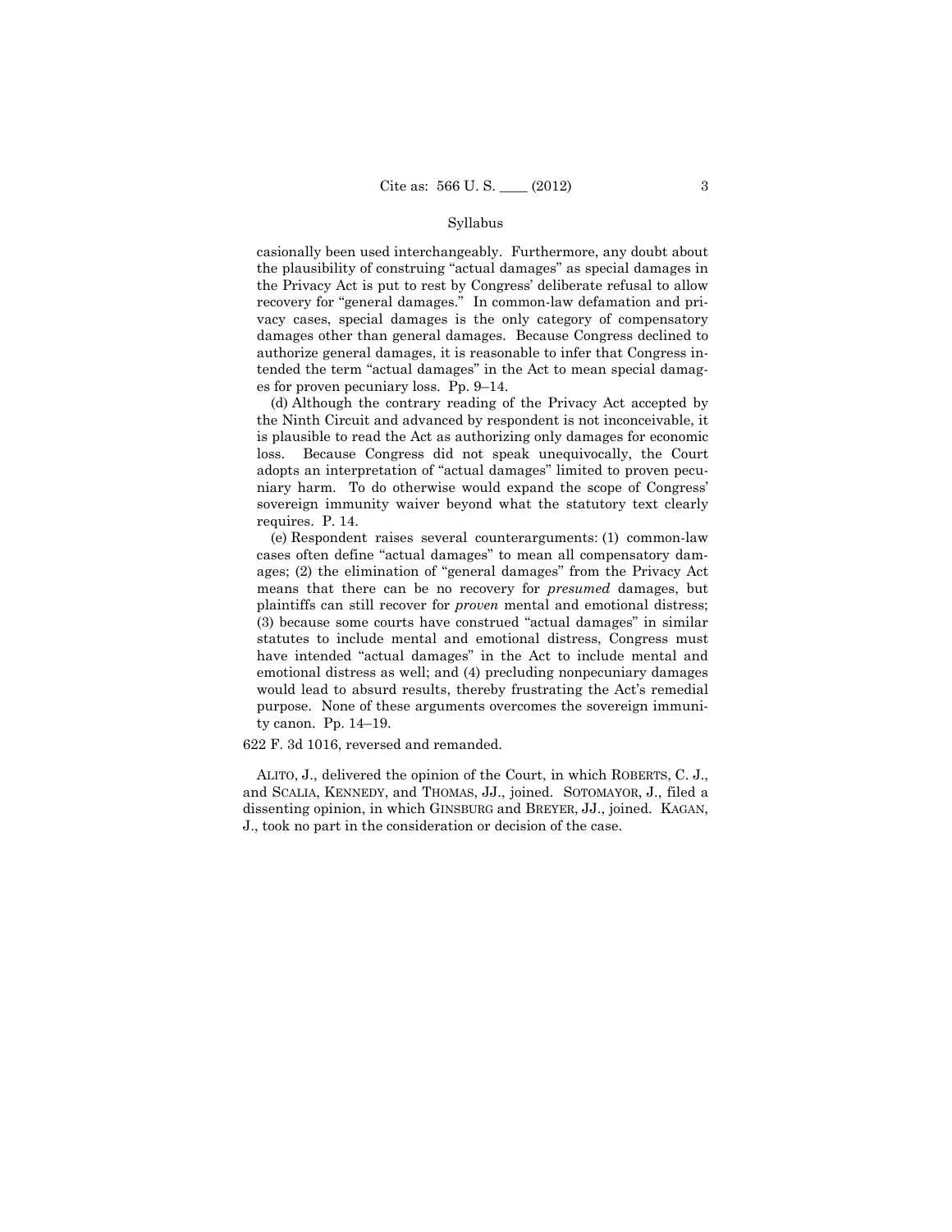casionally been used interchangeably. Furthermore, any doubt about the plausibility of construing "actual damages" as special damages in the Privacy Act is put to rest by Congress' deliberate refusal to allow recovery for "general damages." In common-law defamation and privacy cases, special damages is the only category of compensatory damages other than general damages. Because Congress declined to authorize general damages, it is reasonable to infer that Congress intended the term "actual damages" in the Act to mean special damages for proven pecuniary loss. Pp. 9–14.

(d) Although the contrary reading of the Privacy Act accepted by the Ninth Circuit and advanced by respondent is not inconceivable, it is plausible to read the Act as authorizing only damages for economic loss. Because Congress did not speak unequivocally, the Court adopts an interpretation of "actual damages" limited to proven pecuniary harm. To do otherwise would expand the scope of Congress' sovereign immunity waiver beyond what the statutory text clearly requires. P. 14.

(e) Respondent raises several counterarguments: (1) common-law cases often define "actual damages" to mean all compensatory damages; (2) the elimination of "general damages" from the Privacy Act means that there can be no recovery for *presumed* damages, but plaintiffs can still recover for *proven* mental and emotional distress; (3) because some courts have construed "actual damages" in similar statutes to include mental and emotional distress, Congress must have intended "actual damages" in the Act to include mental and emotional distress as well; and (4) precluding nonpecuniary damages would lead to absurd results, thereby frustrating the Act's remedial purpose. None of these arguments overcomes the sovereign immunity canon. Pp. 14–19.

622 F. 3d 1016, reversed and remanded.

ALITO, J., delivered the opinion of the Court, in which ROBERTS, C. J., and SCALIA, KENNEDY, and THOMAS, JJ., joined. SOTOMAYOR, J., filed a dissenting opinion, in which GINSBURG and BREYER, JJ., joined. KAGAN, J., took no part in the consideration or decision of the case.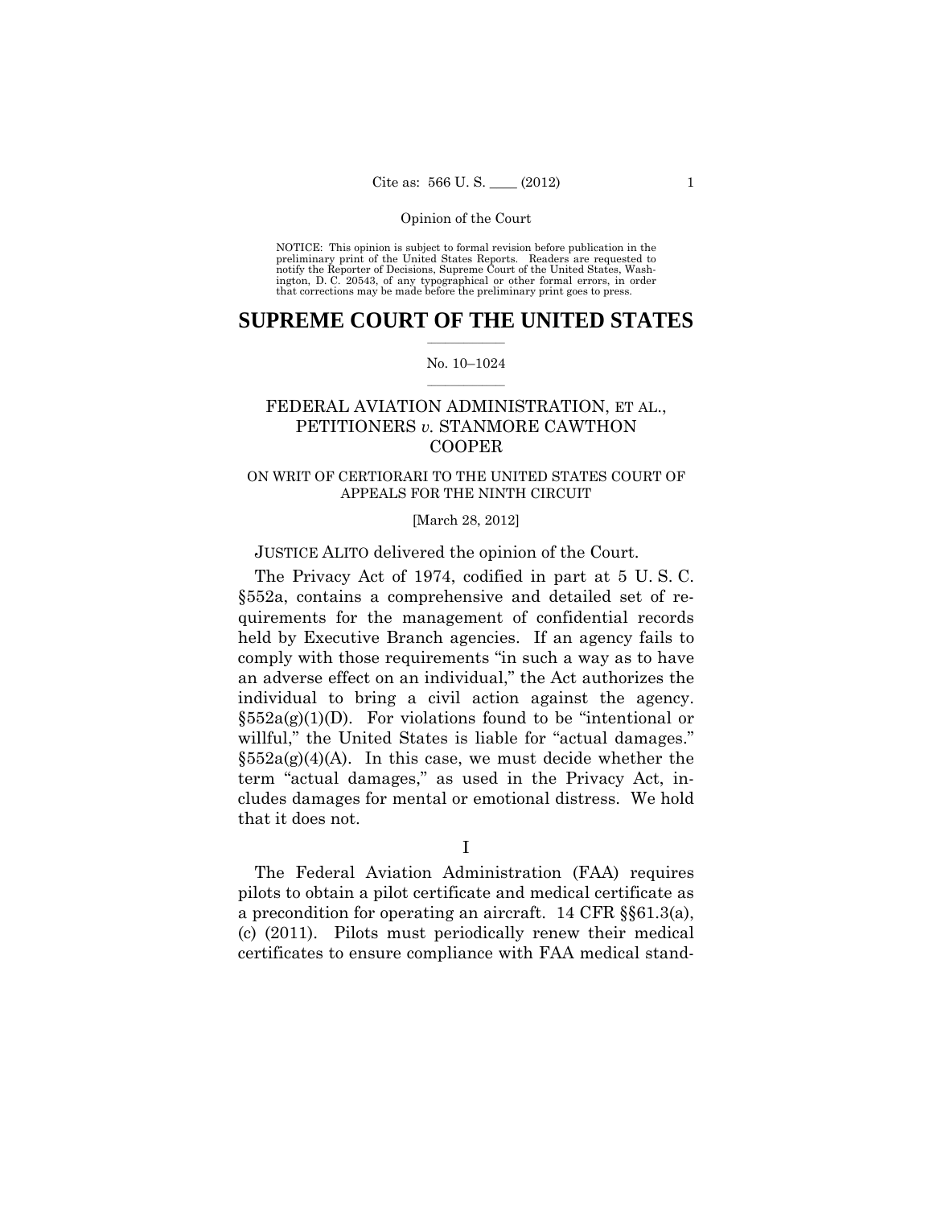NOTICE: This opinion is subject to formal revision before publication in the preliminary print of the United States Reports. Readers are requested to notify the Reporter of Decisions, Supreme Court of the United States, Washington, D. C. 20543, of any typographical or other formal errors, in order that corrections may be made before the preliminary print goes to press.

# SUPREME COURT OF THE UNITED STATES

No. 10–1024

## FEDERAL AVIATION ADMINISTRATION, ET AL., PETITIONERS v. STANMORE CAWTHON COOPER

ON WRIT OF CERTIORARI TO THE UNITED STATES COURT OF APPEALS FOR THE NINTH CIRCUIT

[March 28, 2012]

JUSTICE ALITO delivered the opinion of the Court.

The Privacy Act of 1974, codified in part at 5 U. S. C. §552a, contains a comprehensive and detailed set of requirements for the management of confidential records held by Executive Branch agencies. If an agency fails to comply with those requirements "in such a way as to have an adverse effect on an individual," the Act authorizes the individual to bring a civil action against the agency. §552a(g)(1)(D). For violations found to be "intentional or willful," the United States is liable for "actual damages." §552a(g)(4)(A). In this case, we must decide whether the term "actual damages," as used in the Privacy Act, includes damages for mental or emotional distress. We hold that it does not.

I

The Federal Aviation Administration (FAA) requires pilots to obtain a pilot certificate and medical certificate as a precondition for operating an aircraft. 14 CFR §§61.3(a), (c) (2011). Pilots must periodically renew their medical certificates to ensure compliance with FAA medical stand-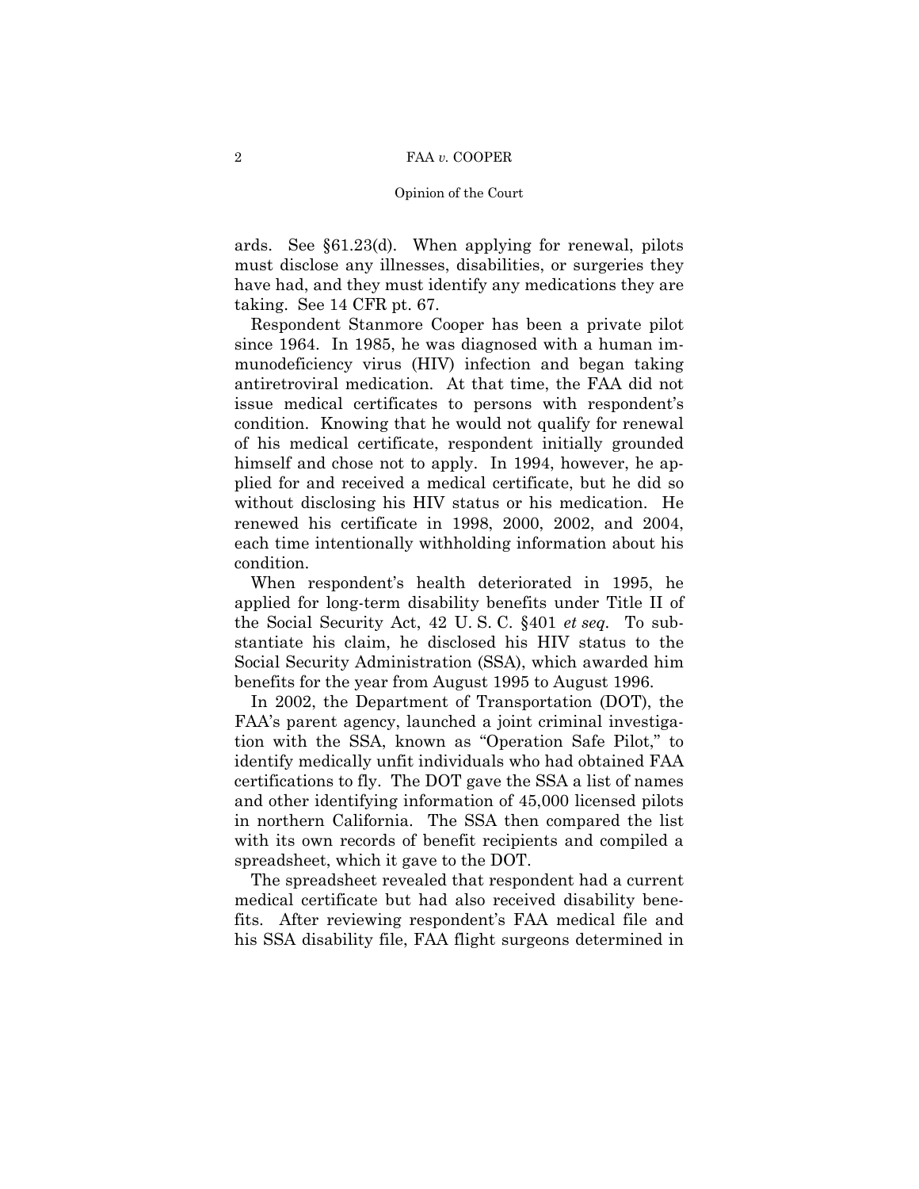ards. See §61.23(d). When applying for renewal, pilots must disclose any illnesses, disabilities, or surgeries they have had, and they must identify any medications they are taking. See 14 CFR pt. 67.

Respondent Stanmore Cooper has been a private pilot since 1964. In 1985, he was diagnosed with a human immunodeficiency virus (HIV) infection and began taking antiretroviral medication. At that time, the FAA did not issue medical certificates to persons with respondent's condition. Knowing that he would not qualify for renewal of his medical certificate, respondent initially grounded himself and chose not to apply. In 1994, however, he applied for and received a medical certificate, but he did so without disclosing his HIV status or his medication. He renewed his certificate in 1998, 2000, 2002, and 2004, each time intentionally withholding information about his condition.

When respondent's health deteriorated in 1995, he applied for long-term disability benefits under Title II of the Social Security Act, 42 U. S. C. §401 *et seq.* To substantiate his claim, he disclosed his HIV status to the Social Security Administration (SSA), which awarded him benefits for the year from August 1995 to August 1996.

In 2002, the Department of Transportation (DOT), the FAA's parent agency, launched a joint criminal investigation with the SSA, known as "Operation Safe Pilot," to identify medically unfit individuals who had obtained FAA certifications to fly. The DOT gave the SSA a list of names and other identifying information of 45,000 licensed pilots in northern California. The SSA then compared the list with its own records of benefit recipients and compiled a spreadsheet, which it gave to the DOT.

The spreadsheet revealed that respondent had a current medical certificate but had also received disability benefits. After reviewing respondent's FAA medical file and his SSA disability file, FAA flight surgeons determined in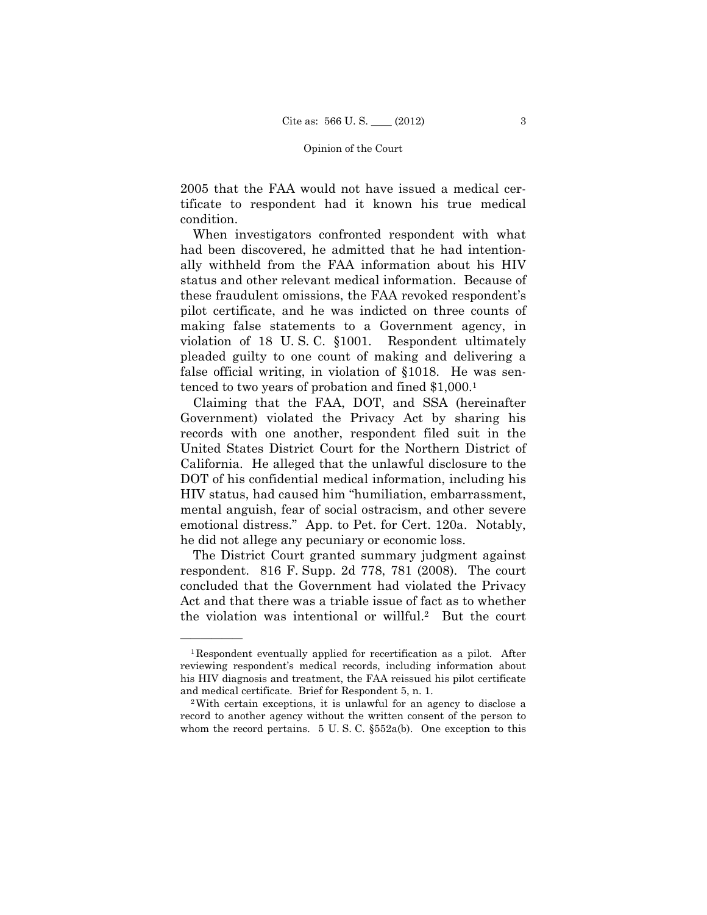2005 that the FAA would not have issued a medical certificate to respondent had it known his true medical condition.

When investigators confronted respondent with what had been discovered, he admitted that he had intentionally withheld from the FAA information about his HIV status and other relevant medical information. Because of these fraudulent omissions, the FAA revoked respondent's pilot certificate, and he was indicted on three counts of making false statements to a Government agency, in violation of 18 U. S. C. §1001. Respondent ultimately pleaded guilty to one count of making and delivering a false official writing, in violation of §1018. He was sentenced to two years of probation and fined $1,000.[1]

Claiming that the FAA, DOT, and SSA (hereinafter Government) violated the Privacy Act by sharing his records with one another, respondent filed suit in the United States District Court for the Northern District of California. He alleged that the unlawful disclosure to the DOT of his confidential medical information, including his HIV status, had caused him "humiliation, embarrassment, mental anguish, fear of social ostracism, and other severe emotional distress." App. to Pet. for Cert. 120a. Notably, he did not allege any pecuniary or economic loss.

The District Court granted summary judgment against respondent. 816 F. Supp. 2d 778, 781 (2008). The court concluded that the Government had violated the Privacy Act and that there was a triable issue of fact as to whether the violation was intentional or willful.[2] But the court

---

[1] Respondent eventually applied for recertification as a pilot. After reviewing respondent's medical records, including information about his HIV diagnosis and treatment, the FAA reissued his pilot certificate and medical certificate. Brief for Respondent 5, n. 1.

[2] With certain exceptions, it is unlawful for an agency to disclose a record to another agency without the written consent of the person to whom the record pertains. 5 U. S. C. §552a(b). One exception to this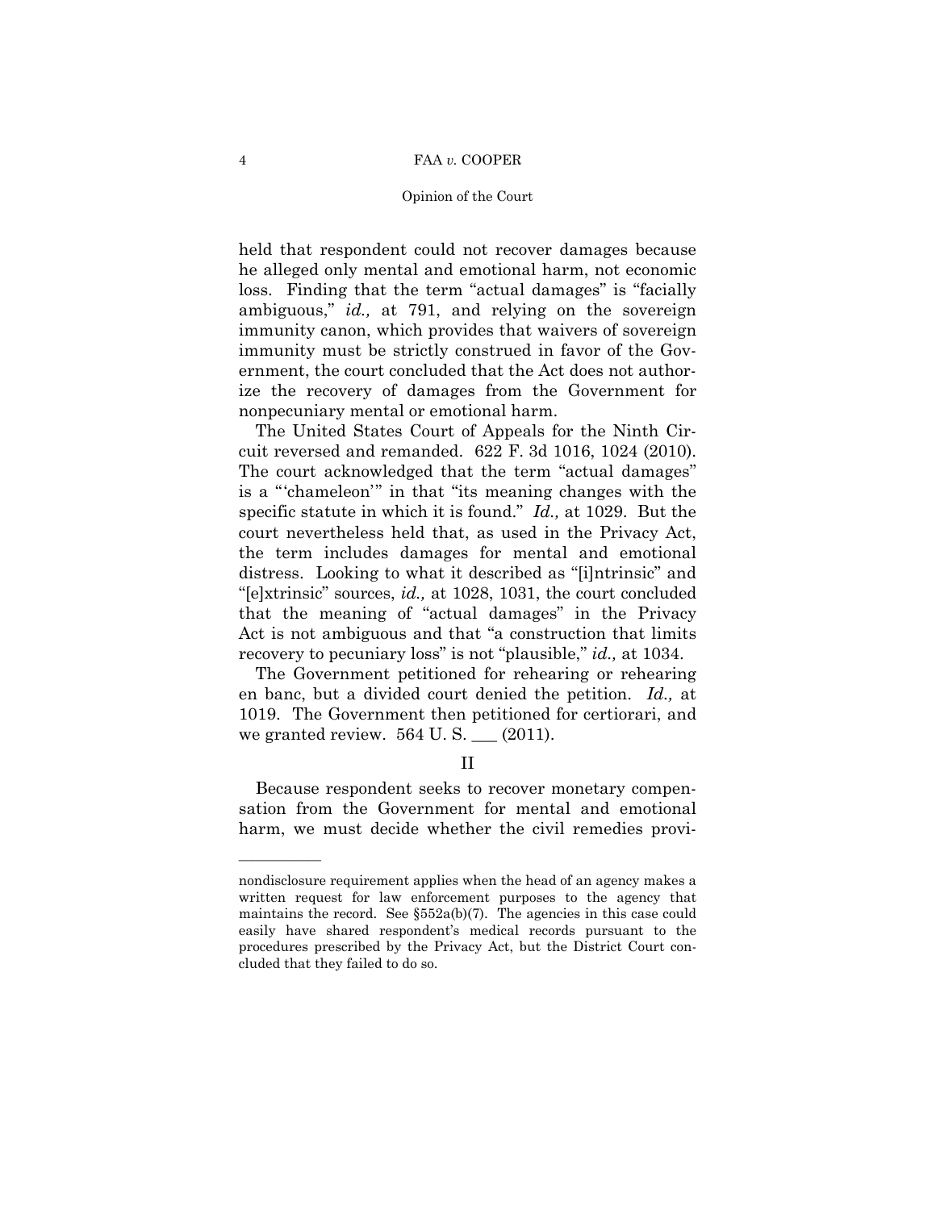held that respondent could not recover damages because he alleged only mental and emotional harm, not economic loss. Finding that the term "actual damages" is "facially ambiguous," *id.,* at 791, and relying on the sovereign immunity canon, which provides that waivers of sovereign immunity must be strictly construed in favor of the Government, the court concluded that the Act does not authorize the recovery of damages from the Government for nonpecuniary mental or emotional harm.

The United States Court of Appeals for the Ninth Circuit reversed and remanded. 622 F. 3d 1016, 1024 (2010). The court acknowledged that the term "actual damages" is a "'chameleon'" in that "its meaning changes with the specific statute in which it is found." *Id.,* at 1029. But the court nevertheless held that, as used in the Privacy Act, the term includes damages for mental and emotional distress. Looking to what it described as "[i]ntrinsic" and "[e]xtrinsic" sources, *id.,* at 1028, 1031, the court concluded that the meaning of "actual damages" in the Privacy Act is not ambiguous and that "a construction that limits recovery to pecuniary loss" is not "plausible," *id.,* at 1034.

The Government petitioned for rehearing or rehearing en banc, but a divided court denied the petition. *Id.,* at 1019. The Government then petitioned for certiorari, and we granted review. 564 U. S. ___ (2011).

## II

Because respondent seeks to recover monetary compensation from the Government for mental and emotional harm, we must decide whether the civil remedies provi-

---

nondisclosure requirement applies when the head of an agency makes a written request for law enforcement purposes to the agency that maintains the record. See §552a(b)(7). The agencies in this case could easily have shared respondent's medical records pursuant to the procedures prescribed by the Privacy Act, but the District Court concluded that they failed to do so.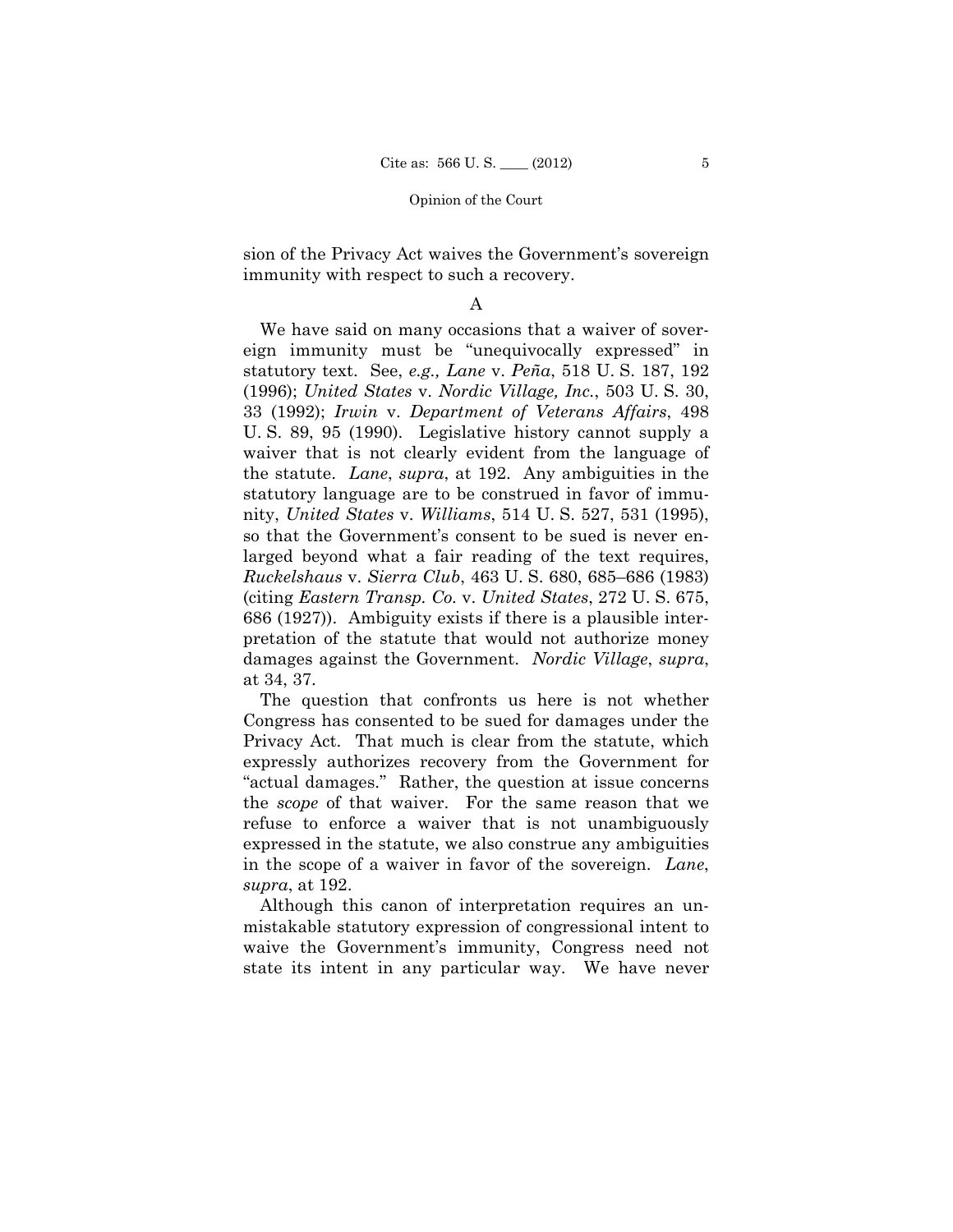sion of the Privacy Act waives the Government's sovereign immunity with respect to such a recovery.

A

We have said on many occasions that a waiver of sovereign immunity must be "unequivocally expressed" in statutory text. See, *e.g., Lane* v. *Peña*, 518 U. S. 187, 192 (1996); *United States* v. *Nordic Village, Inc.*, 503 U. S. 30, 33 (1992); *Irwin* v. *Department of Veterans Affairs*, 498 U. S. 89, 95 (1990). Legislative history cannot supply a waiver that is not clearly evident from the language of the statute. *Lane*, *supra*, at 192. Any ambiguities in the statutory language are to be construed in favor of immunity, *United States* v. *Williams*, 514 U. S. 527, 531 (1995), so that the Government's consent to be sued is never enlarged beyond what a fair reading of the text requires, *Ruckelshaus* v. *Sierra Club*, 463 U. S. 680, 685–686 (1983) (citing *Eastern Transp. Co.* v. *United States*, 272 U. S. 675, 686 (1927)). Ambiguity exists if there is a plausible interpretation of the statute that would not authorize money damages against the Government. *Nordic Village*, *supra*, at 34, 37.

The question that confronts us here is not whether Congress has consented to be sued for damages under the Privacy Act. That much is clear from the statute, which expressly authorizes recovery from the Government for "actual damages." Rather, the question at issue concerns the *scope* of that waiver. For the same reason that we refuse to enforce a waiver that is not unambiguously expressed in the statute, we also construe any ambiguities in the scope of a waiver in favor of the sovereign. *Lane*, *supra*, at 192.

Although this canon of interpretation requires an unmistakable statutory expression of congressional intent to waive the Government's immunity, Congress need not state its intent in any particular way. We have never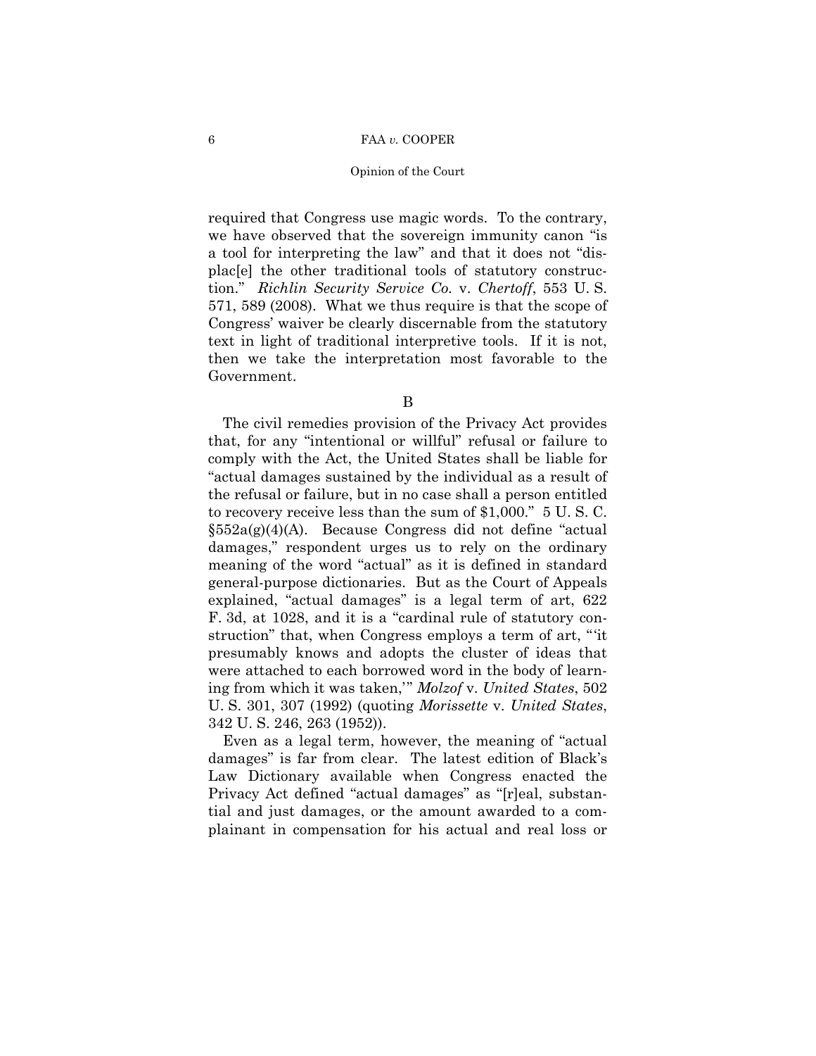required that Congress use magic words. To the contrary, we have observed that the sovereign immunity canon "is a tool for interpreting the law" and that it does not "displac[e] the other traditional tools of statutory construction." *Richlin Security Service Co.* v. *Chertoff*, 553 U. S. 571, 589 (2008). What we thus require is that the scope of Congress' waiver be clearly discernable from the statutory text in light of traditional interpretive tools. If it is not, then we take the interpretation most favorable to the Government.

B

The civil remedies provision of the Privacy Act provides that, for any "intentional or willful" refusal or failure to comply with the Act, the United States shall be liable for "actual damages sustained by the individual as a result of the refusal or failure, but in no case shall a person entitled to recovery receive less than the sum of $1,000." 5 U. S. C. §552a(g)(4)(A). Because Congress did not define "actual damages," respondent urges us to rely on the ordinary meaning of the word "actual" as it is defined in standard general-purpose dictionaries. But as the Court of Appeals explained, "actual damages" is a legal term of art, 622 F. 3d, at 1028, and it is a "cardinal rule of statutory construction" that, when Congress employs a term of art, "'it presumably knows and adopts the cluster of ideas that were attached to each borrowed word in the body of learning from which it was taken,'" *Molzof* v. *United States*, 502 U. S. 301, 307 (1992) (quoting *Morissette* v. *United States*, 342 U. S. 246, 263 (1952)).

Even as a legal term, however, the meaning of "actual damages" is far from clear. The latest edition of Black's Law Dictionary available when Congress enacted the Privacy Act defined "actual damages" as "[r]eal, substantial and just damages, or the amount awarded to a complainant in compensation for his actual and real loss or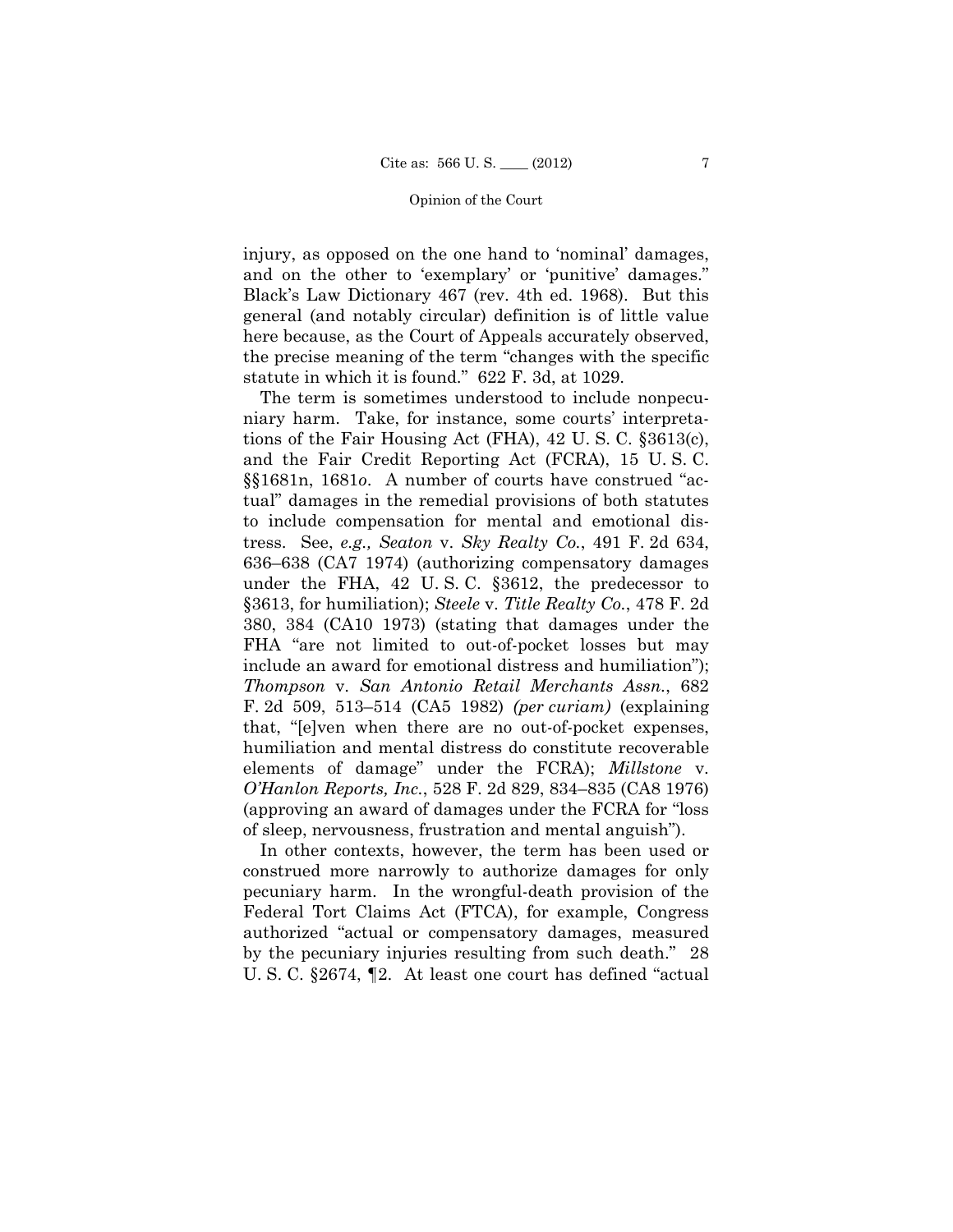injury, as opposed on the one hand to 'nominal' damages, and on the other to 'exemplary' or 'punitive' damages." Black's Law Dictionary 467 (rev. 4th ed. 1968). But this general (and notably circular) definition is of little value here because, as the Court of Appeals accurately observed, the precise meaning of the term "changes with the specific statute in which it is found." 622 F. 3d, at 1029.

The term is sometimes understood to include nonpecuniary harm. Take, for instance, some courts' interpretations of the Fair Housing Act (FHA), 42 U. S. C. §3613(c), and the Fair Credit Reporting Act (FCRA), 15 U. S. C. §§1681n, 1681*o*. A number of courts have construed "actual" damages in the remedial provisions of both statutes to include compensation for mental and emotional distress. See, *e.g., Seaton* v. *Sky Realty Co.*, 491 F. 2d 634, 636–638 (CA7 1974) (authorizing compensatory damages under the FHA, 42 U. S. C. §3612, the predecessor to §3613, for humiliation); *Steele* v. *Title Realty Co.*, 478 F. 2d 380, 384 (CA10 1973) (stating that damages under the FHA "are not limited to out-of-pocket losses but may include an award for emotional distress and humiliation"); *Thompson* v. *San Antonio Retail Merchants Assn.*, 682 F. 2d 509, 513–514 (CA5 1982) *(per curiam)* (explaining that, "[e]ven when there are no out-of-pocket expenses, humiliation and mental distress do constitute recoverable elements of damage" under the FCRA); *Millstone* v. *O'Hanlon Reports, Inc.*, 528 F. 2d 829, 834–835 (CA8 1976) (approving an award of damages under the FCRA for "loss of sleep, nervousness, frustration and mental anguish").

In other contexts, however, the term has been used or construed more narrowly to authorize damages for only pecuniary harm. In the wrongful-death provision of the Federal Tort Claims Act (FTCA), for example, Congress authorized "actual or compensatory damages, measured by the pecuniary injuries resulting from such death." 28 U. S. C. §2674, ¶2. At least one court has defined "actual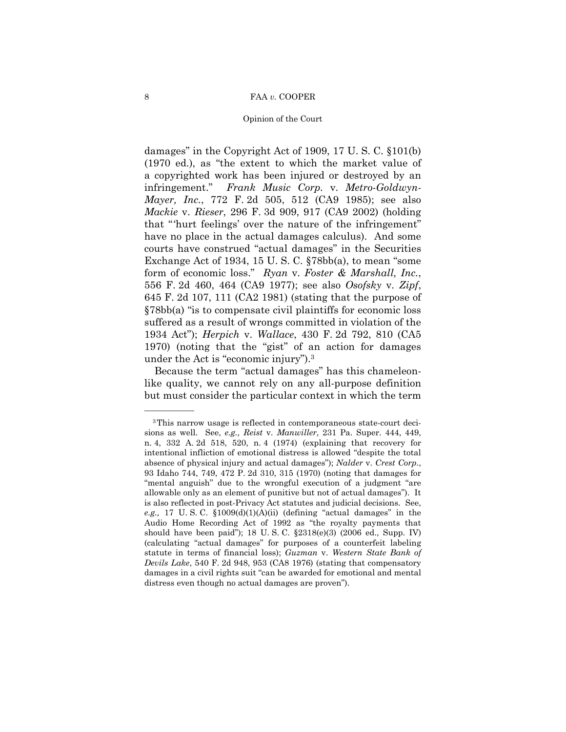damages" in the Copyright Act of 1909, 17 U. S. C. §101(b) (1970 ed.), as "the extent to which the market value of a copyrighted work has been injured or destroyed by an infringement." *Frank Music Corp.* v. *Metro-Goldwyn-Mayer, Inc.*, 772 F. 2d 505, 512 (CA9 1985); see also *Mackie* v. *Rieser*, 296 F. 3d 909, 917 (CA9 2002) (holding that "'hurt feelings' over the nature of the infringement" have no place in the actual damages calculus). And some courts have construed "actual damages" in the Securities Exchange Act of 1934, 15 U. S. C. §78bb(a), to mean "some form of economic loss." *Ryan* v. *Foster & Marshall, Inc.*, 556 F. 2d 460, 464 (CA9 1977); see also *Osofsky* v. *Zipf*, 645 F. 2d 107, 111 (CA2 1981) (stating that the purpose of §78bb(a) "is to compensate civil plaintiffs for economic loss suffered as a result of wrongs committed in violation of the 1934 Act"); *Herpich* v. *Wallace*, 430 F. 2d 792, 810 (CA5 1970) (noting that the "gist" of an action for damages under the Act is "economic injury").[3]

Because the term "actual damages" has this chameleon-like quality, we cannot rely on any all-purpose definition but must consider the particular context in which the term

---

[3]This narrow usage is reflected in contemporaneous state-court decisions as well. See, *e.g., Reist* v. *Manwiller*, 231 Pa. Super. 444, 449, n. 4, 332 A. 2d 518, 520, n. 4 (1974) (explaining that recovery for intentional infliction of emotional distress is allowed "despite the total absence of physical injury and actual damages"); *Nalder* v. *Crest Corp.*, 93 Idaho 744, 749, 472 P. 2d 310, 315 (1970) (noting that damages for "mental anguish" due to the wrongful execution of a judgment "are allowable only as an element of punitive but not of actual damages"). It is also reflected in post-Privacy Act statutes and judicial decisions. See, *e.g.,* 17 U. S. C. §1009(d)(1)(A)(ii) (defining "actual damages" in the Audio Home Recording Act of 1992 as "the royalty payments that should have been paid"); 18 U. S. C. §2318(e)(3) (2006 ed., Supp. IV) (calculating "actual damages" for purposes of a counterfeit labeling statute in terms of financial loss); *Guzman* v. *Western State Bank of Devils Lake*, 540 F. 2d 948, 953 (CA8 1976) (stating that compensatory damages in a civil rights suit "can be awarded for emotional and mental distress even though no actual damages are proven").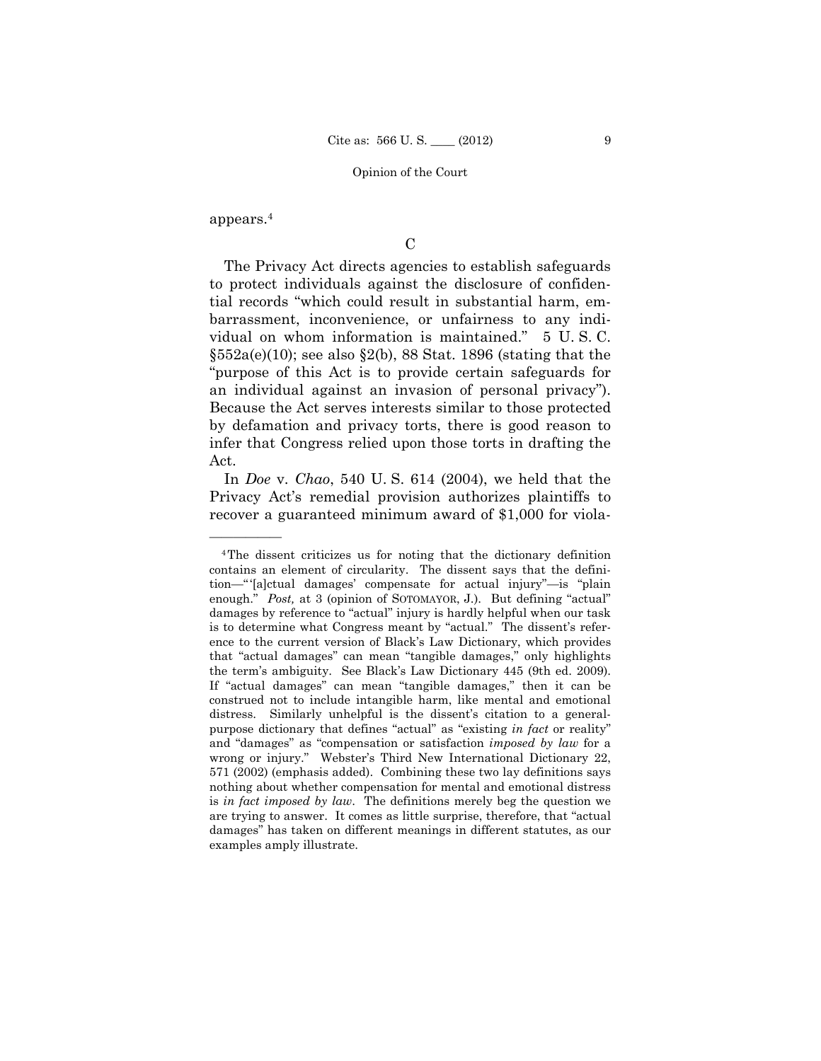appears.[4]

C

The Privacy Act directs agencies to establish safeguards to protect individuals against the disclosure of confidential records "which could result in substantial harm, embarrassment, inconvenience, or unfairness to any individual on whom information is maintained." 5 U. S. C. §552a(e)(10); see also §2(b), 88 Stat. 1896 (stating that the "purpose of this Act is to provide certain safeguards for an individual against an invasion of personal privacy"). Because the Act serves interests similar to those protected by defamation and privacy torts, there is good reason to infer that Congress relied upon those torts in drafting the Act.

In *Doe* v. *Chao*, 540 U. S. 614 (2004), we held that the Privacy Act's remedial provision authorizes plaintiffs to recover a guaranteed minimum award of $1,000 for viola-

---

[4] The dissent criticizes us for noting that the dictionary definition contains an element of circularity. The dissent says that the definition—"'[a]ctual damages' compensate for actual injury"—is "plain enough." *Post,* at 3 (opinion of SOTOMAYOR, J.). But defining "actual" damages by reference to "actual" injury is hardly helpful when our task is to determine what Congress meant by "actual." The dissent's reference to the current version of Black's Law Dictionary, which provides that "actual damages" can mean "tangible damages," only highlights the term's ambiguity. See Black's Law Dictionary 445 (9th ed. 2009). If "actual damages" can mean "tangible damages," then it can be construed not to include intangible harm, like mental and emotional distress. Similarly unhelpful is the dissent's citation to a general-purpose dictionary that defines "actual" as "existing *in fact* or reality" and "damages" as "compensation or satisfaction *imposed by law* for a wrong or injury." Webster's Third New International Dictionary 22, 571 (2002) (emphasis added). Combining these two lay definitions says nothing about whether compensation for mental and emotional distress is *in fact imposed by law*. The definitions merely beg the question we are trying to answer. It comes as little surprise, therefore, that "actual damages" has taken on different meanings in different statutes, as our examples amply illustrate.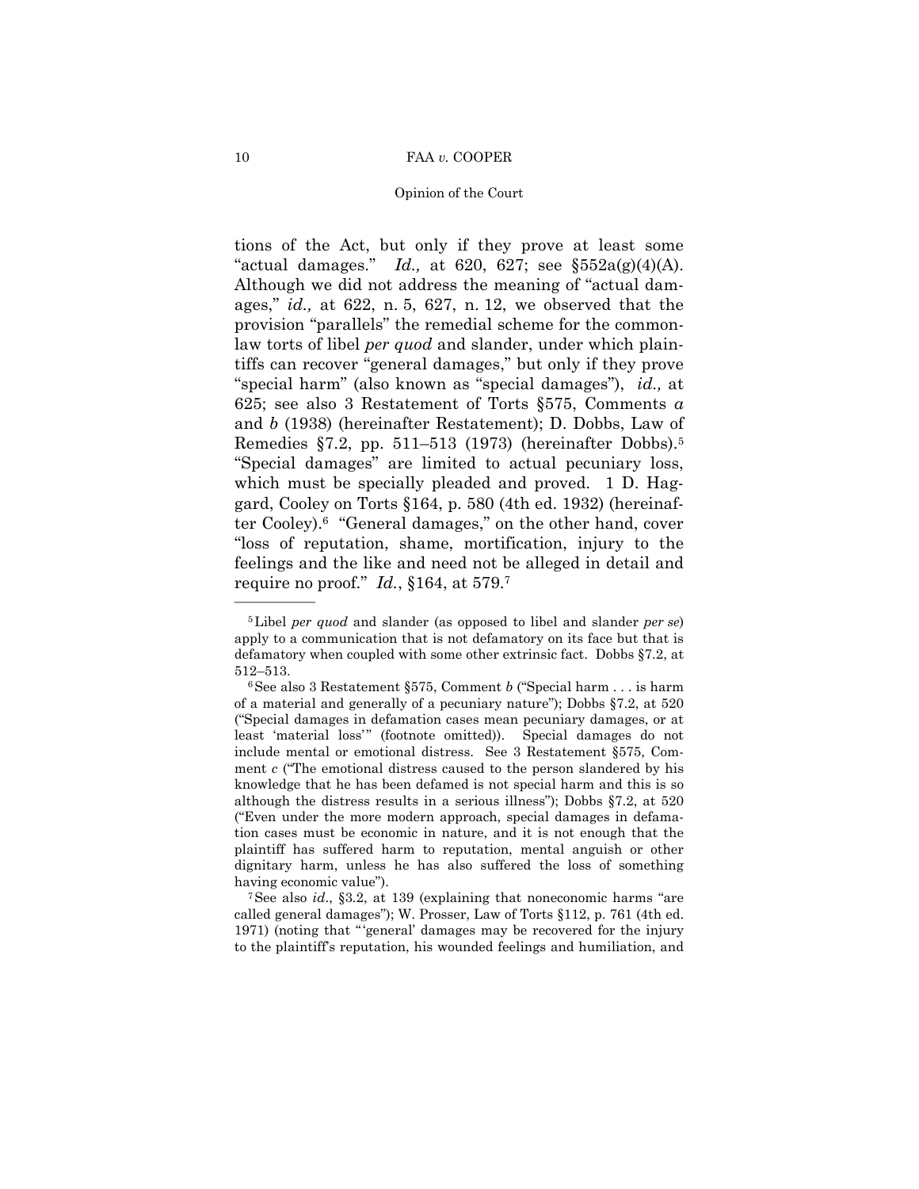tions of the Act, but only if they prove at least some "actual damages." *Id.,* at 620, 627; see §552a(g)(4)(A). Although we did not address the meaning of "actual damages," *id.,* at 622, n. 5, 627, n. 12, we observed that the provision "parallels" the remedial scheme for the common-law torts of libel *per quod* and slander, under which plaintiffs can recover "general damages," but only if they prove "special harm" (also known as "special damages"), *id.,* at 625; see also 3 Restatement of Torts §575, Comments *a* and *b* (1938) (hereinafter Restatement); D. Dobbs, Law of Remedies §7.2, pp. 511–513 (1973) (hereinafter Dobbs).[5] "Special damages" are limited to actual pecuniary loss, which must be specially pleaded and proved. 1 D. Haggard, Cooley on Torts §164, p. 580 (4th ed. 1932) (hereinafter Cooley).[6] "General damages," on the other hand, cover "loss of reputation, shame, mortification, injury to the feelings and the like and need not be alleged in detail and require no proof." *Id.*, §164, at 579.[7]

---

[5] Libel *per quod* and slander (as opposed to libel and slander *per se*) apply to a communication that is not defamatory on its face but that is defamatory when coupled with some other extrinsic fact. Dobbs §7.2, at 512–513.

[6] See also 3 Restatement §575, Comment *b* ("Special harm . . . is harm of a material and generally of a pecuniary nature"); Dobbs §7.2, at 520 ("Special damages in defamation cases mean pecuniary damages, or at least 'material loss'" (footnote omitted)). Special damages do not include mental or emotional distress. See 3 Restatement §575, Comment *c* ("The emotional distress caused to the person slandered by his knowledge that he has been defamed is not special harm and this is so although the distress results in a serious illness"); Dobbs §7.2, at 520 ("Even under the more modern approach, special damages in defamation cases must be economic in nature, and it is not enough that the plaintiff has suffered harm to reputation, mental anguish or other dignitary harm, unless he has also suffered the loss of something having economic value").

[7] See also *id*., §3.2, at 139 (explaining that noneconomic harms "are called general damages"); W. Prosser, Law of Torts §112, p. 761 (4th ed. 1971) (noting that "'general' damages may be recovered for the injury to the plaintiff's reputation, his wounded feelings and humiliation, and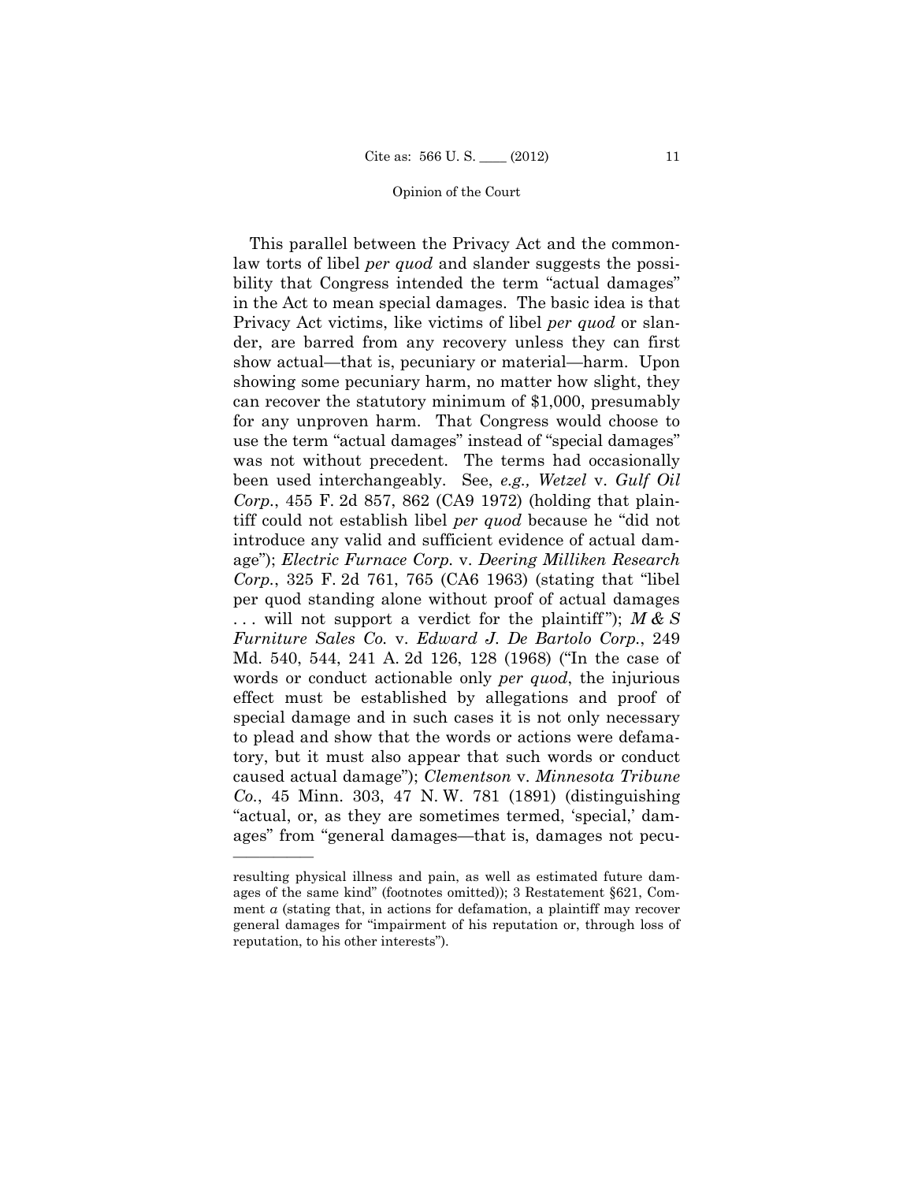This parallel between the Privacy Act and the common-law torts of libel *per quod* and slander suggests the possibility that Congress intended the term "actual damages" in the Act to mean special damages. The basic idea is that Privacy Act victims, like victims of libel *per quod* or slander, are barred from any recovery unless they can first show actual—that is, pecuniary or material—harm. Upon showing some pecuniary harm, no matter how slight, they can recover the statutory minimum of $1,000, presumably for any unproven harm. That Congress would choose to use the term "actual damages" instead of "special damages" was not without precedent. The terms had occasionally been used interchangeably. See, *e.g., Wetzel* v. *Gulf Oil Corp.*, 455 F. 2d 857, 862 (CA9 1972) (holding that plaintiff could not establish libel *per quod* because he "did not introduce any valid and sufficient evidence of actual damage"); *Electric Furnace Corp.* v. *Deering Milliken Research Corp.*, 325 F. 2d 761, 765 (CA6 1963) (stating that "libel per quod standing alone without proof of actual damages . . . will not support a verdict for the plaintiff"); *M & S Furniture Sales Co.* v. *Edward J. De Bartolo Corp.*, 249 Md. 540, 544, 241 A. 2d 126, 128 (1968) ("In the case of words or conduct actionable only *per quod*, the injurious effect must be established by allegations and proof of special damage and in such cases it is not only necessary to plead and show that the words or actions were defamatory, but it must also appear that such words or conduct caused actual damage"); *Clementson* v. *Minnesota Tribune Co.*, 45 Minn. 303, 47 N. W. 781 (1891) (distinguishing "actual, or, as they are sometimes termed, 'special,' damages" from "general damages—that is, damages not pecu-

---

resulting physical illness and pain, as well as estimated future damages of the same kind" (footnotes omitted)); 3 Restatement §621, Comment *a* (stating that, in actions for defamation, a plaintiff may recover general damages for "impairment of his reputation or, through loss of reputation, to his other interests").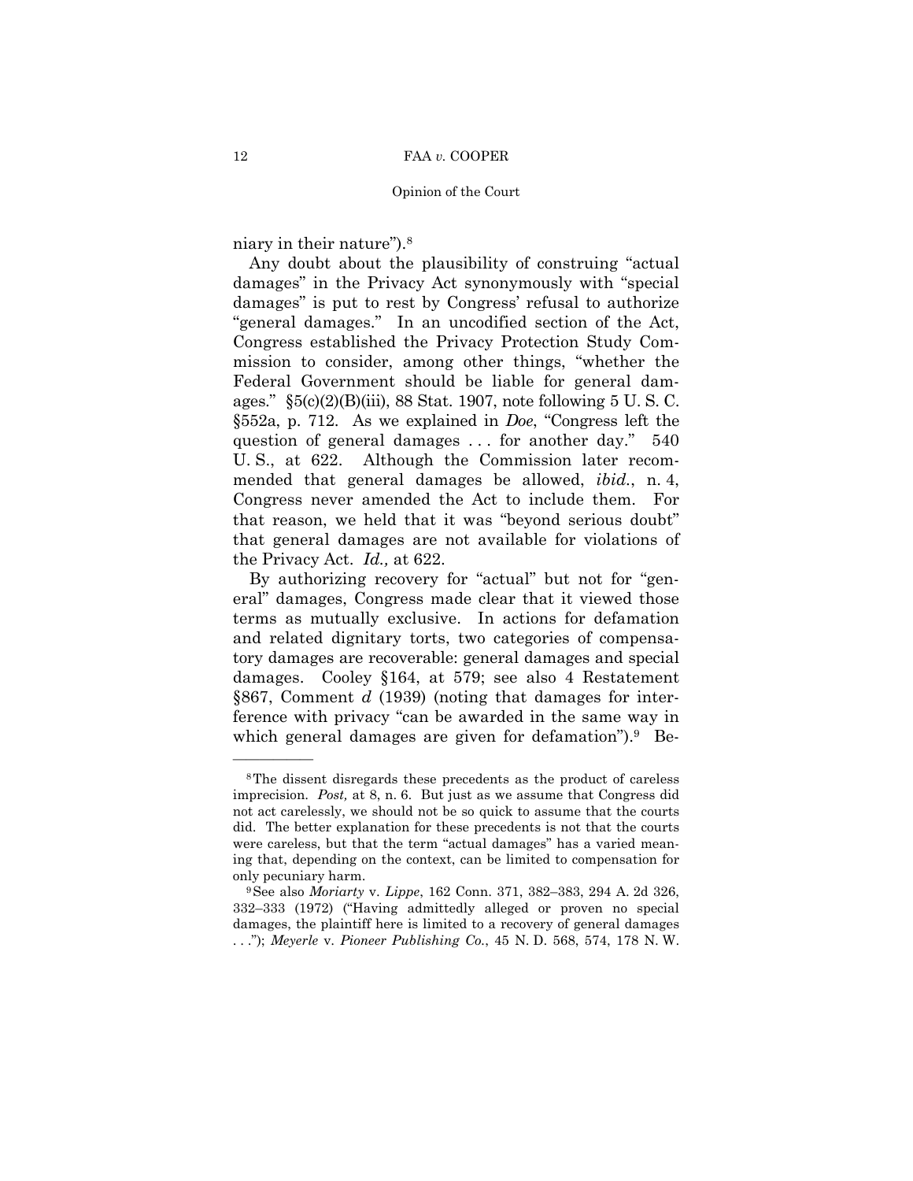niary in their nature").[8]

Any doubt about the plausibility of construing "actual damages" in the Privacy Act synonymously with "special damages" is put to rest by Congress' refusal to authorize "general damages." In an uncodified section of the Act, Congress established the Privacy Protection Study Commission to consider, among other things, "whether the Federal Government should be liable for general damages." §5(c)(2)(B)(iii), 88 Stat. 1907, note following 5 U. S. C. §552a, p. 712. As we explained in *Doe*, "Congress left the question of general damages . . . for another day." 540 U. S., at 622. Although the Commission later recommended that general damages be allowed, *ibid.*, n. 4, Congress never amended the Act to include them. For that reason, we held that it was "beyond serious doubt" that general damages are not available for violations of the Privacy Act. *Id.,* at 622.

By authorizing recovery for "actual" but not for "general" damages, Congress made clear that it viewed those terms as mutually exclusive. In actions for defamation and related dignitary torts, two categories of compensatory damages are recoverable: general damages and special damages. Cooley §164, at 579; see also 4 Restatement §867, Comment *d* (1939) (noting that damages for interference with privacy "can be awarded in the same way in which general damages are given for defamation").[9] Be-

———————

[8] The dissent disregards these precedents as the product of careless imprecision. *Post,* at 8, n. 6. But just as we assume that Congress did not act carelessly, we should not be so quick to assume that the courts did. The better explanation for these precedents is not that the courts were careless, but that the term "actual damages" has a varied meaning that, depending on the context, can be limited to compensation for only pecuniary harm.

[9] See also *Moriarty* v. *Lippe*, 162 Conn. 371, 382–383, 294 A. 2d 326, 332–333 (1972) ("Having admittedly alleged or proven no special damages, the plaintiff here is limited to a recovery of general damages . . ."); *Meyerle* v. *Pioneer Publishing Co.*, 45 N. D. 568, 574, 178 N. W.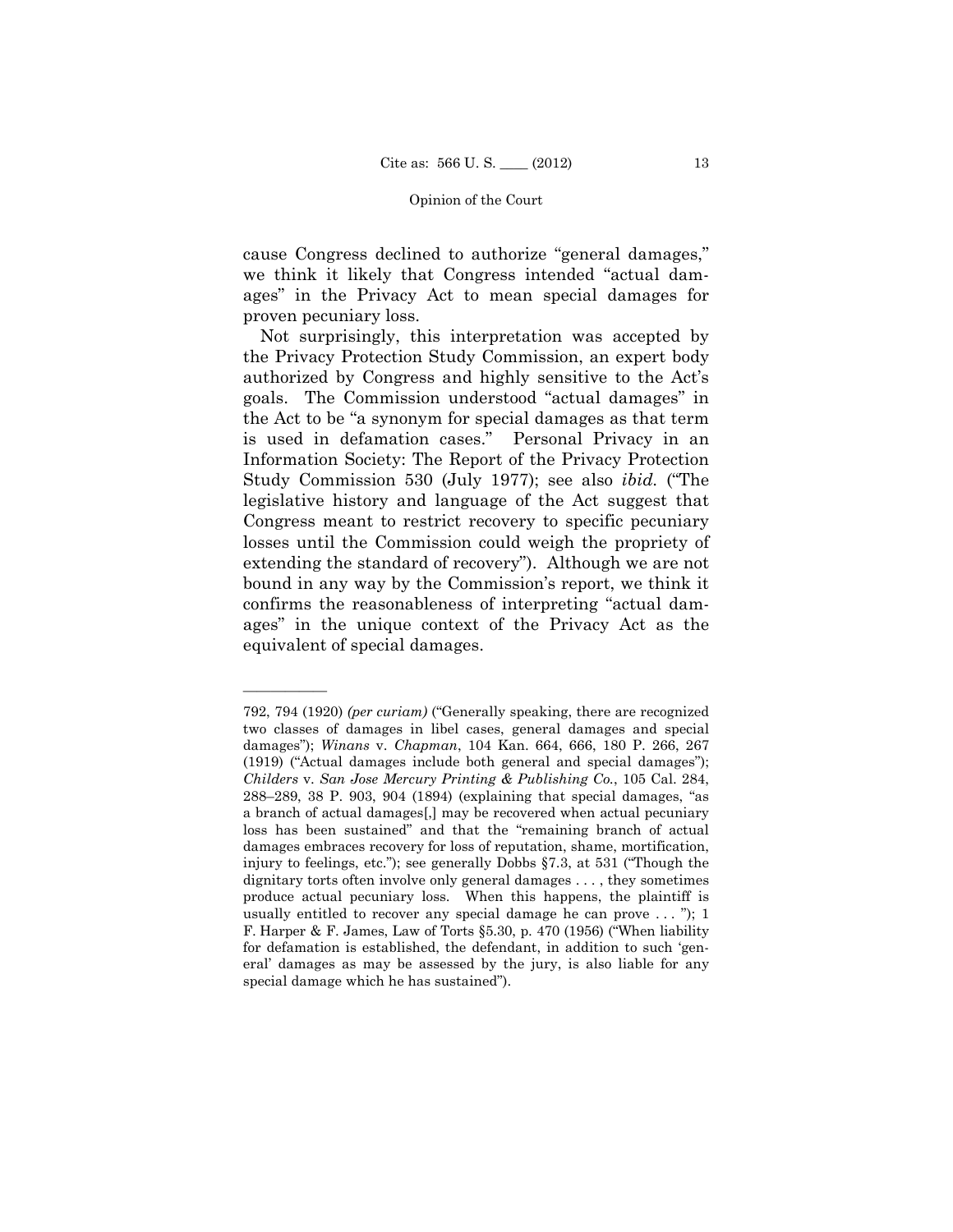cause Congress declined to authorize "general damages," we think it likely that Congress intended "actual damages" in the Privacy Act to mean special damages for proven pecuniary loss.

Not surprisingly, this interpretation was accepted by the Privacy Protection Study Commission, an expert body authorized by Congress and highly sensitive to the Act's goals. The Commission understood "actual damages" in the Act to be "a synonym for special damages as that term is used in defamation cases." Personal Privacy in an Information Society: The Report of the Privacy Protection Study Commission 530 (July 1977); see also *ibid.* ("The legislative history and language of the Act suggest that Congress meant to restrict recovery to specific pecuniary losses until the Commission could weigh the propriety of extending the standard of recovery"). Although we are not bound in any way by the Commission's report, we think it confirms the reasonableness of interpreting "actual damages" in the unique context of the Privacy Act as the equivalent of special damages.

---

792, 794 (1920) *(per curiam)* ("Generally speaking, there are recognized two classes of damages in libel cases, general damages and special damages"); *Winans* v. *Chapman*, 104 Kan. 664, 666, 180 P. 266, 267 (1919) ("Actual damages include both general and special damages"); *Childers* v. *San Jose Mercury Printing & Publishing Co.*, 105 Cal. 284, 288–289, 38 P. 903, 904 (1894) (explaining that special damages, "as a branch of actual damages[,] may be recovered when actual pecuniary loss has been sustained" and that the "remaining branch of actual damages embraces recovery for loss of reputation, shame, mortification, injury to feelings, etc."); see generally Dobbs §7.3, at 531 ("Though the dignitary torts often involve only general damages . . . , they sometimes produce actual pecuniary loss. When this happens, the plaintiff is usually entitled to recover any special damage he can prove . . . "); 1 F. Harper & F. James, Law of Torts §5.30, p. 470 (1956) ("When liability for defamation is established, the defendant, in addition to such 'general' damages as may be assessed by the jury, is also liable for any special damage which he has sustained").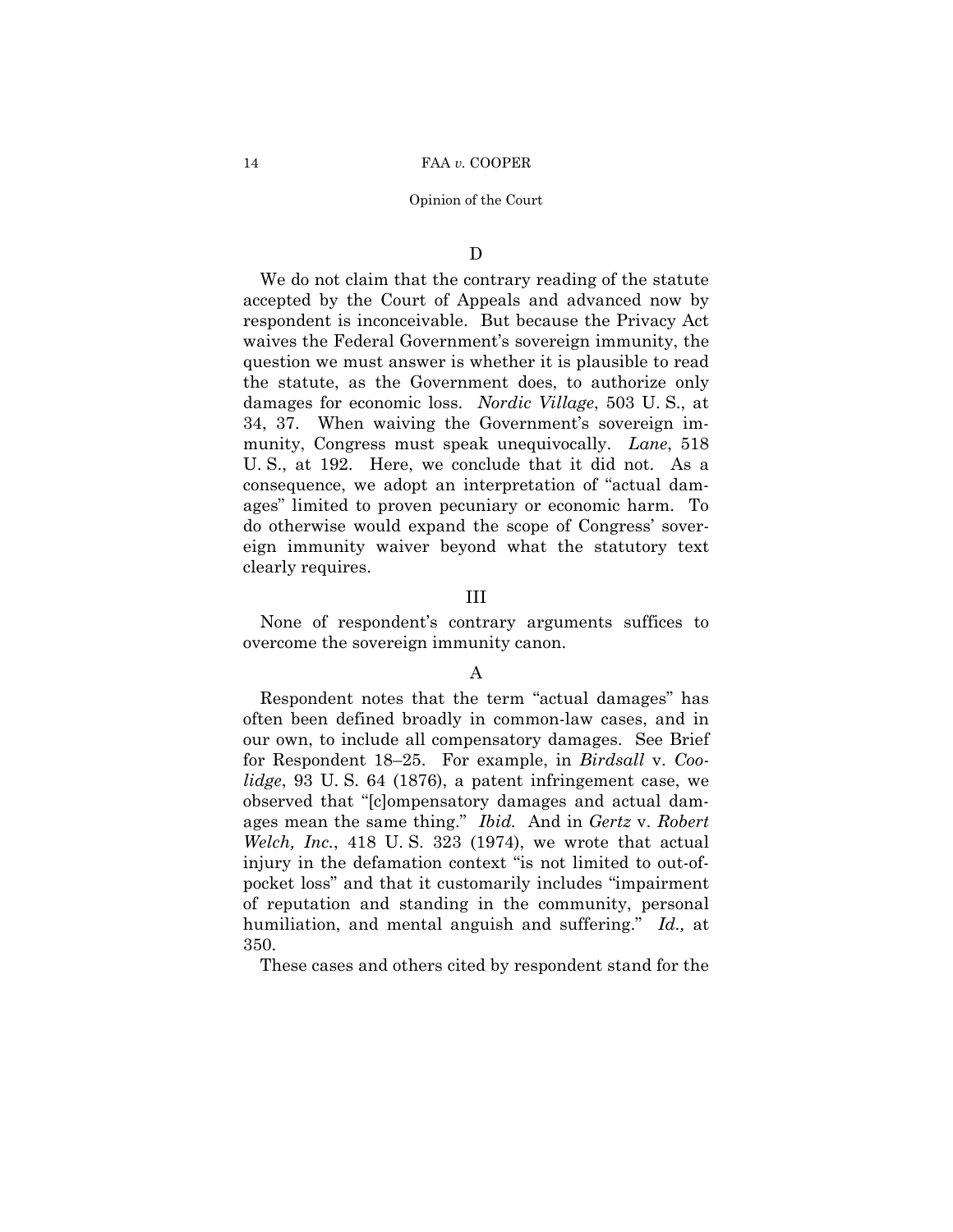### D

We do not claim that the contrary reading of the statute accepted by the Court of Appeals and advanced now by respondent is inconceivable. But because the Privacy Act waives the Federal Government's sovereign immunity, the question we must answer is whether it is plausible to read the statute, as the Government does, to authorize only damages for economic loss. *Nordic Village*, 503 U. S., at 34, 37. When waiving the Government's sovereign immunity, Congress must speak unequivocally. *Lane*, 518 U. S., at 192. Here, we conclude that it did not. As a consequence, we adopt an interpretation of "actual damages" limited to proven pecuniary or economic harm. To do otherwise would expand the scope of Congress' sovereign immunity waiver beyond what the statutory text clearly requires.

## III

None of respondent's contrary arguments suffices to overcome the sovereign immunity canon.

### A

Respondent notes that the term "actual damages" has often been defined broadly in common-law cases, and in our own, to include all compensatory damages. See Brief for Respondent 18–25. For example, in *Birdsall* v. *Coolidge*, 93 U. S. 64 (1876), a patent infringement case, we observed that "[c]ompensatory damages and actual damages mean the same thing." *Ibid.* And in *Gertz* v. *Robert Welch, Inc.*, 418 U. S. 323 (1974), we wrote that actual injury in the defamation context "is not limited to out-of-pocket loss" and that it customarily includes "impairment of reputation and standing in the community, personal humiliation, and mental anguish and suffering." *Id.,* at 350.

These cases and others cited by respondent stand for the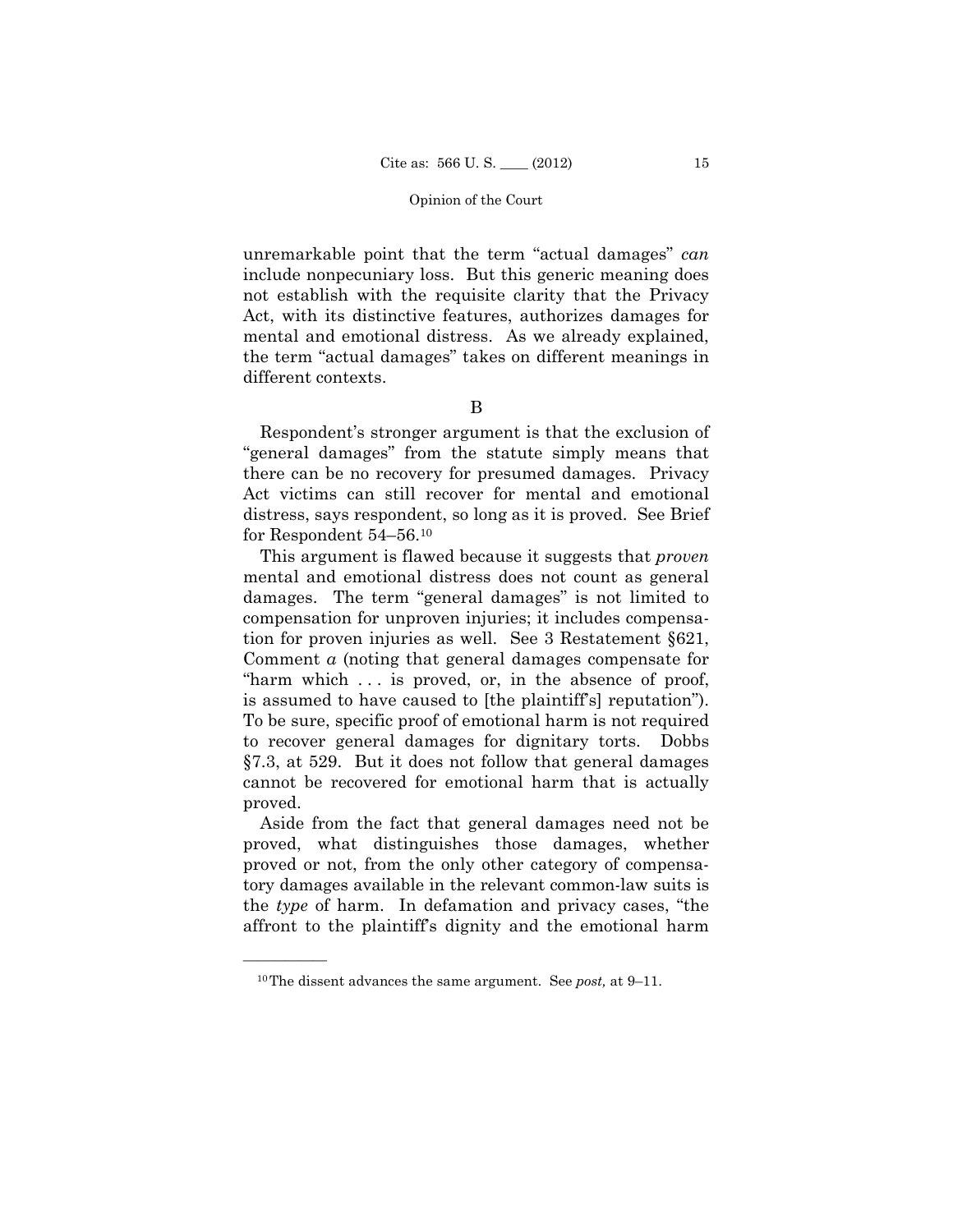unremarkable point that the term "actual damages" *can* include nonpecuniary loss. But this generic meaning does not establish with the requisite clarity that the Privacy Act, with its distinctive features, authorizes damages for mental and emotional distress. As we already explained, the term "actual damages" takes on different meanings in different contexts.

B

Respondent's stronger argument is that the exclusion of "general damages" from the statute simply means that there can be no recovery for presumed damages. Privacy Act victims can still recover for mental and emotional distress, says respondent, so long as it is proved. See Brief for Respondent 54–56.[10]

This argument is flawed because it suggests that *proven* mental and emotional distress does not count as general damages. The term "general damages" is not limited to compensation for unproven injuries; it includes compensation for proven injuries as well. See 3 Restatement §621, Comment *a* (noting that general damages compensate for "harm which . . . is proved, or, in the absence of proof, is assumed to have caused to [the plaintiff's] reputation"). To be sure, specific proof of emotional harm is not required to recover general damages for dignitary torts. Dobbs §7.3, at 529. But it does not follow that general damages cannot be recovered for emotional harm that is actually proved.

Aside from the fact that general damages need not be proved, what distinguishes those damages, whether proved or not, from the only other category of compensatory damages available in the relevant common-law suits is the *type* of harm. In defamation and privacy cases, "the affront to the plaintiff's dignity and the emotional harm

---

[10] The dissent advances the same argument. See *post,* at 9–11.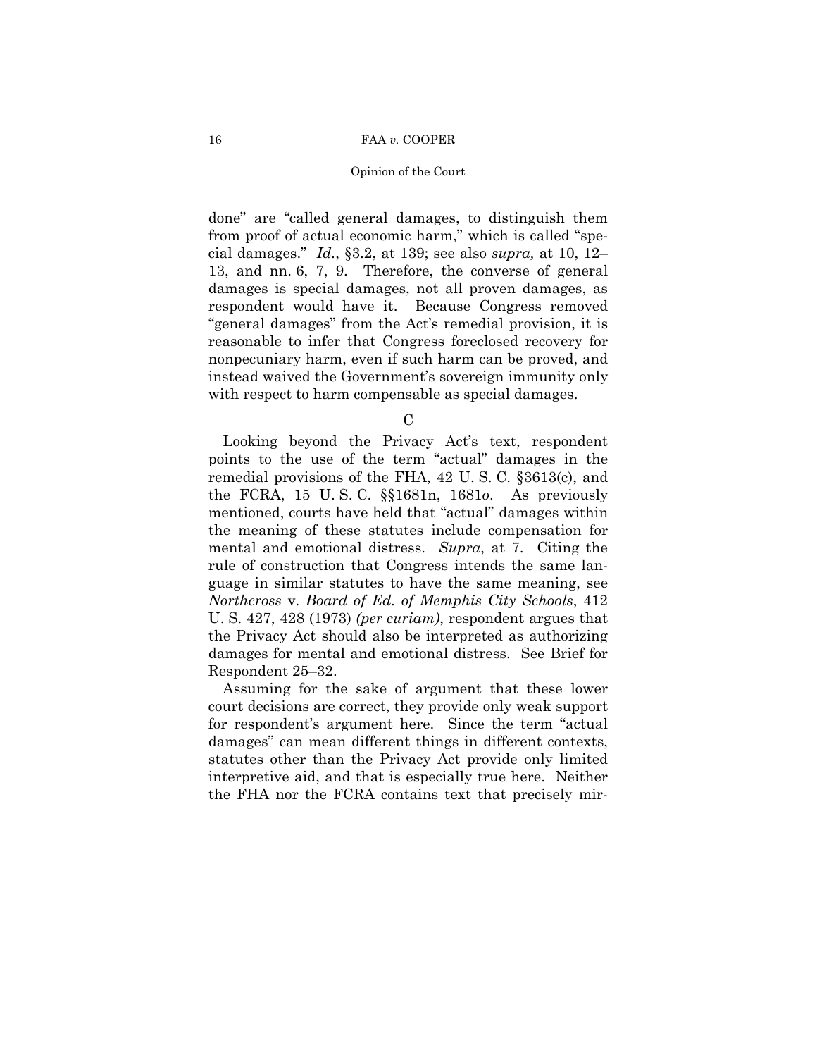done" are "called general damages, to distinguish them from proof of actual economic harm," which is called "special damages." *Id.*, §3.2, at 139; see also *supra,* at 10, 12–13, and nn. 6, 7, 9. Therefore, the converse of general damages is special damages, not all proven damages, as respondent would have it. Because Congress removed "general damages" from the Act's remedial provision, it is reasonable to infer that Congress foreclosed recovery for nonpecuniary harm, even if such harm can be proved, and instead waived the Government's sovereign immunity only with respect to harm compensable as special damages.

### C

Looking beyond the Privacy Act's text, respondent points to the use of the term "actual" damages in the remedial provisions of the FHA, 42 U. S. C. §3613(c), and the FCRA, 15 U. S. C. §§1681n, 1681*o*. As previously mentioned, courts have held that "actual" damages within the meaning of these statutes include compensation for mental and emotional distress. *Supra*, at 7. Citing the rule of construction that Congress intends the same language in similar statutes to have the same meaning, see *Northcross* v. *Board of Ed. of Memphis City Schools*, 412 U. S. 427, 428 (1973) *(per curiam)*, respondent argues that the Privacy Act should also be interpreted as authorizing damages for mental and emotional distress. See Brief for Respondent 25–32.

Assuming for the sake of argument that these lower court decisions are correct, they provide only weak support for respondent's argument here. Since the term "actual damages" can mean different things in different contexts, statutes other than the Privacy Act provide only limited interpretive aid, and that is especially true here. Neither the FHA nor the FCRA contains text that precisely mir-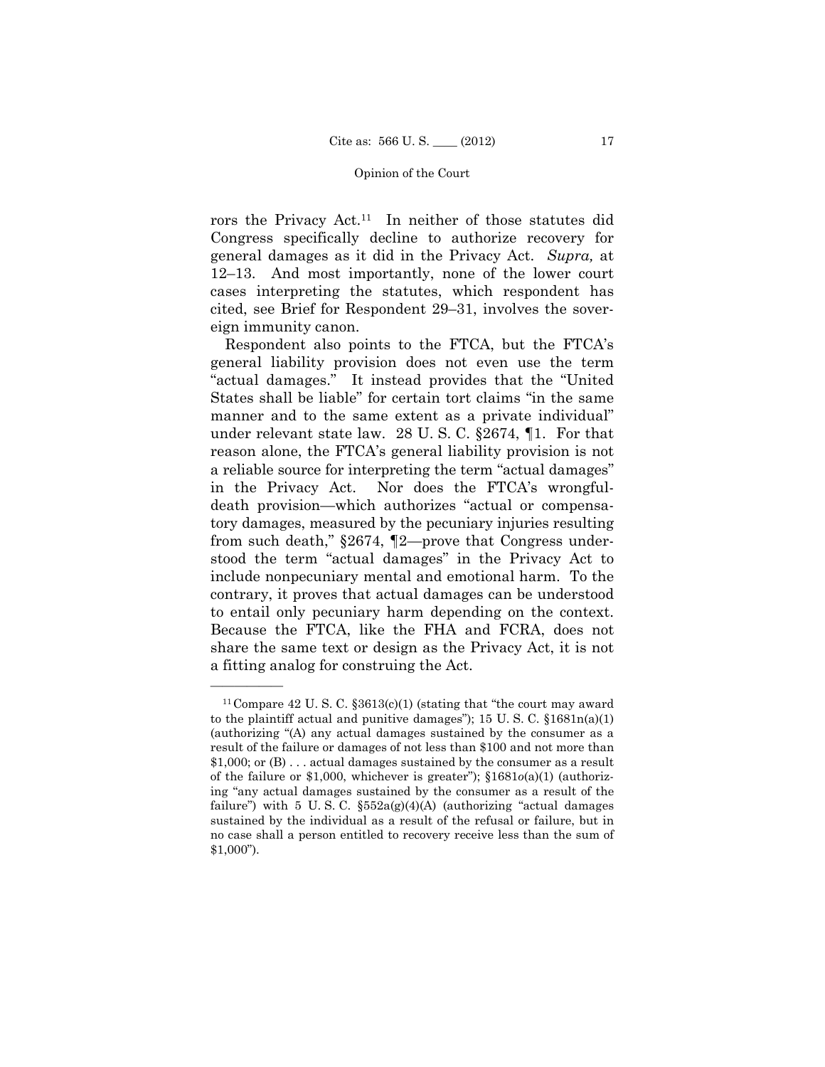rors the Privacy Act.[11] In neither of those statutes did Congress specifically decline to authorize recovery for general damages as it did in the Privacy Act. *Supra,* at 12–13. And most importantly, none of the lower court cases interpreting the statutes, which respondent has cited, see Brief for Respondent 29–31, involves the sovereign immunity canon.

Respondent also points to the FTCA, but the FTCA's general liability provision does not even use the term "actual damages." It instead provides that the "United States shall be liable" for certain tort claims "in the same manner and to the same extent as a private individual" under relevant state law. 28 U. S. C. §2674, ¶1. For that reason alone, the FTCA's general liability provision is not a reliable source for interpreting the term "actual damages" in the Privacy Act. Nor does the FTCA's wrongful-death provision—which authorizes "actual or compensatory damages, measured by the pecuniary injuries resulting from such death," §2674, ¶2—prove that Congress understood the term "actual damages" in the Privacy Act to include nonpecuniary mental and emotional harm. To the contrary, it proves that actual damages can be understood to entail only pecuniary harm depending on the context. Because the FTCA, like the FHA and FCRA, does not share the same text or design as the Privacy Act, it is not a fitting analog for construing the Act.

---

[11] Compare 42 U. S. C. §3613(c)(1) (stating that "the court may award to the plaintiff actual and punitive damages"); 15 U. S. C. §1681n(a)(1) (authorizing "(A) any actual damages sustained by the consumer as a result of the failure or damages of not less than $100 and not more than $1,000; or (B) . . . actual damages sustained by the consumer as a result of the failure or $1,000, whichever is greater"); §1681*o*(a)(1) (authorizing "any actual damages sustained by the consumer as a result of the failure") with 5 U. S. C. §552a(g)(4)(A) (authorizing "actual damages sustained by the individual as a result of the refusal or failure, but in no case shall a person entitled to recovery receive less than the sum of $1,000").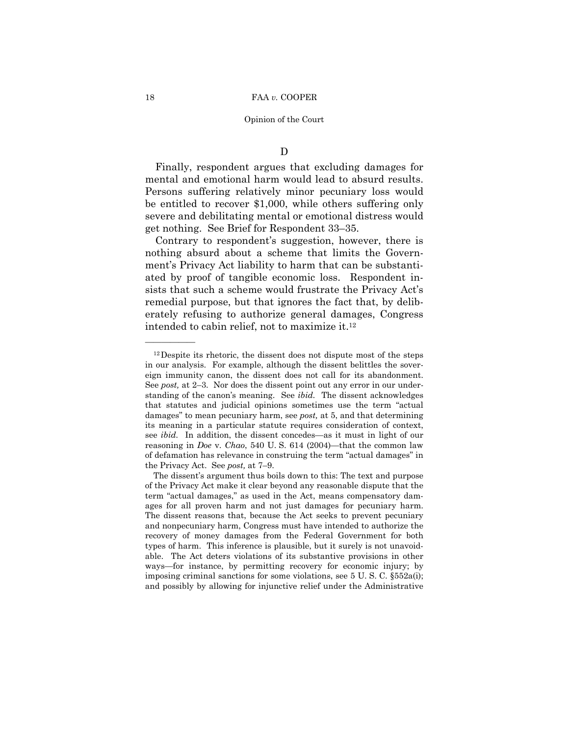## D

Finally, respondent argues that excluding damages for mental and emotional harm would lead to absurd results. Persons suffering relatively minor pecuniary loss would be entitled to recover \$1,000, while others suffering only severe and debilitating mental or emotional distress would get nothing. See Brief for Respondent 33–35.

Contrary to respondent's suggestion, however, there is nothing absurd about a scheme that limits the Government's Privacy Act liability to harm that can be substantiated by proof of tangible economic loss. Respondent insists that such a scheme would frustrate the Privacy Act's remedial purpose, but that ignores the fact that, by deliberately refusing to authorize general damages, Congress intended to cabin relief, not to maximize it.[12]

---

[12] Despite its rhetoric, the dissent does not dispute most of the steps in our analysis. For example, although the dissent belittles the sovereign immunity canon, the dissent does not call for its abandonment. See *post,* at 2–3. Nor does the dissent point out any error in our understanding of the canon's meaning. See *ibid.* The dissent acknowledges that statutes and judicial opinions sometimes use the term "actual damages" to mean pecuniary harm, see *post,* at 5, and that determining its meaning in a particular statute requires consideration of context, see *ibid.* In addition, the dissent concedes—as it must in light of our reasoning in *Doe* v. *Chao*, 540 U. S. 614 (2004)—that the common law of defamation has relevance in construing the term "actual damages" in the Privacy Act. See *post,* at 7–9.

The dissent's argument thus boils down to this: The text and purpose of the Privacy Act make it clear beyond any reasonable dispute that the term "actual damages," as used in the Act, means compensatory damages for all proven harm and not just damages for pecuniary harm. The dissent reasons that, because the Act seeks to prevent pecuniary and nonpecuniary harm, Congress must have intended to authorize the recovery of money damages from the Federal Government for both types of harm. This inference is plausible, but it surely is not unavoidable. The Act deters violations of its substantive provisions in other ways—for instance, by permitting recovery for economic injury; by imposing criminal sanctions for some violations, see 5 U. S. C. §552a(i); and possibly by allowing for injunctive relief under the Administrative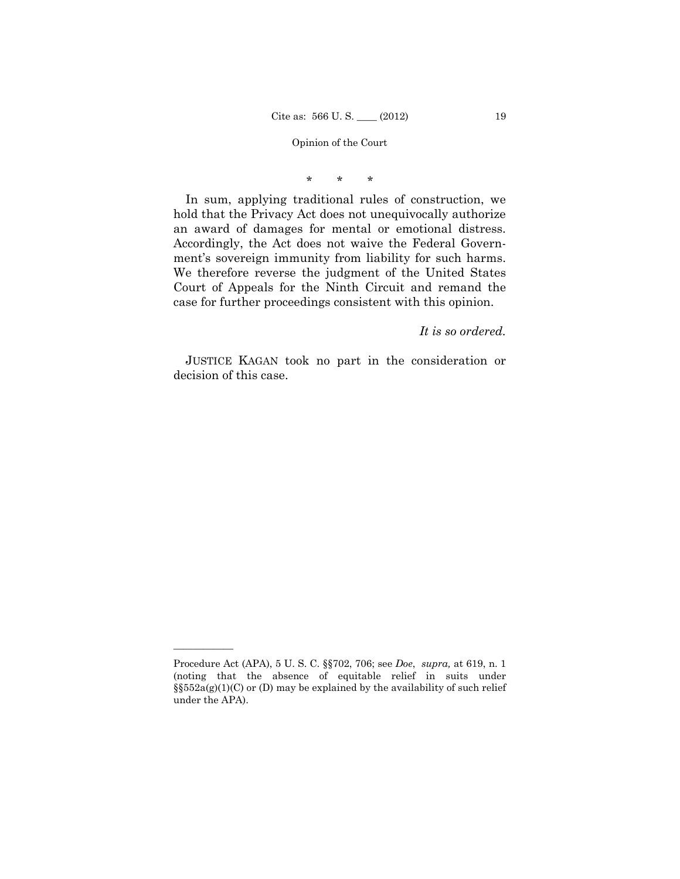\*    \*    \*

In sum, applying traditional rules of construction, we hold that the Privacy Act does not unequivocally authorize an award of damages for mental or emotional distress. Accordingly, the Act does not waive the Federal Government's sovereign immunity from liability for such harms. We therefore reverse the judgment of the United States Court of Appeals for the Ninth Circuit and remand the case for further proceedings consistent with this opinion.

*It is so ordered.*

JUSTICE KAGAN took no part in the consideration or decision of this case.

---

Procedure Act (APA), 5 U. S. C. §§702, 706; see *Doe*, *supra,* at 619, n. 1 (noting that the absence of equitable relief in suits under §§552a(g)(1)(C) or (D) may be explained by the availability of such relief under the APA).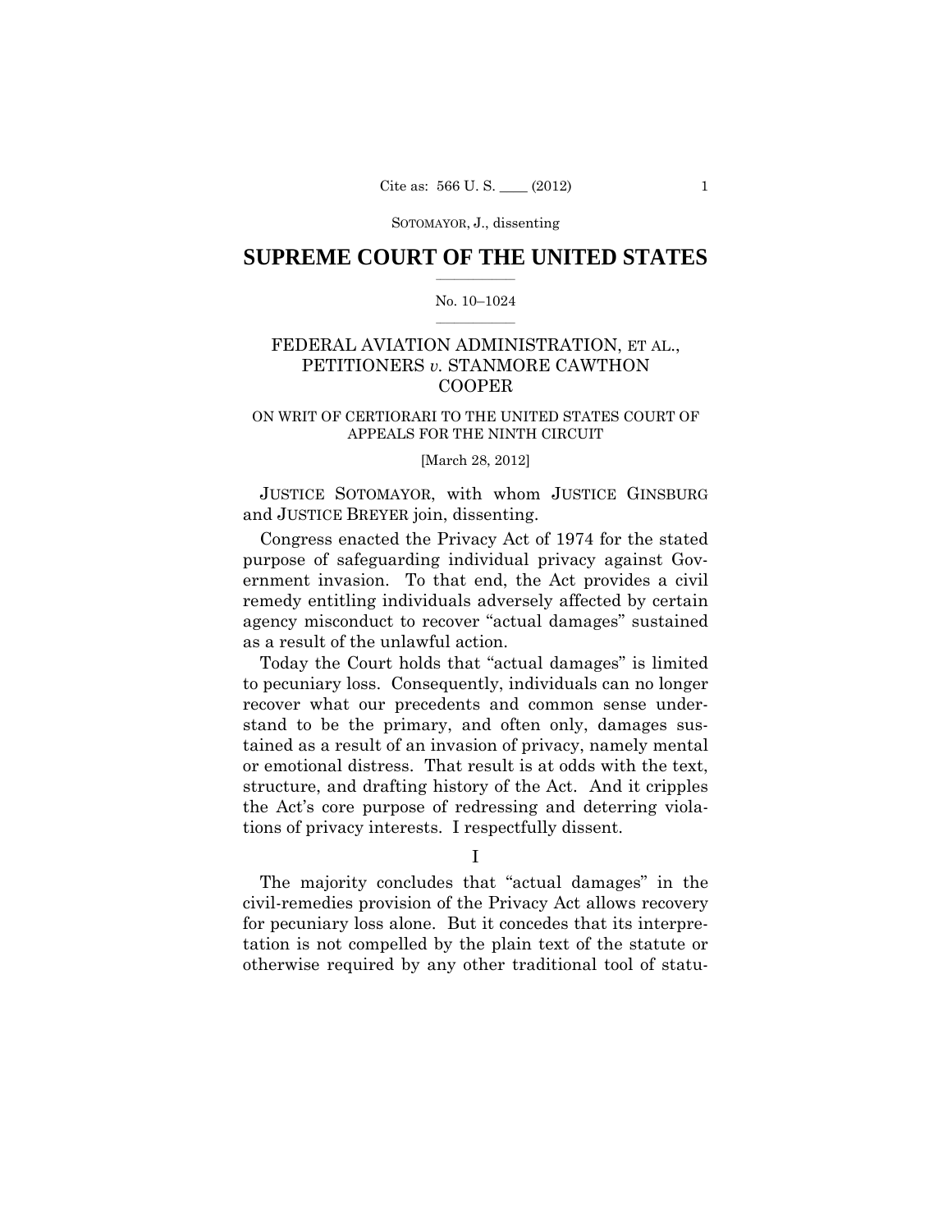# SUPREME COURT OF THE UNITED STATES

No. 10–1024

FEDERAL AVIATION ADMINISTRATION, ET AL., PETITIONERS *v.* STANMORE CAWTHON COOPER

ON WRIT OF CERTIORARI TO THE UNITED STATES COURT OF APPEALS FOR THE NINTH CIRCUIT

[March 28, 2012]

JUSTICE SOTOMAYOR, with whom JUSTICE GINSBURG and JUSTICE BREYER join, dissenting.

Congress enacted the Privacy Act of 1974 for the stated purpose of safeguarding individual privacy against Government invasion. To that end, the Act provides a civil remedy entitling individuals adversely affected by certain agency misconduct to recover "actual damages" sustained as a result of the unlawful action.

Today the Court holds that "actual damages" is limited to pecuniary loss. Consequently, individuals can no longer recover what our precedents and common sense understand to be the primary, and often only, damages sustained as a result of an invasion of privacy, namely mental or emotional distress. That result is at odds with the text, structure, and drafting history of the Act. And it cripples the Act's core purpose of redressing and deterring violations of privacy interests. I respectfully dissent.

I

The majority concludes that "actual damages" in the civil-remedies provision of the Privacy Act allows recovery for pecuniary loss alone. But it concedes that its interpretation is not compelled by the plain text of the statute or otherwise required by any other traditional tool of statu-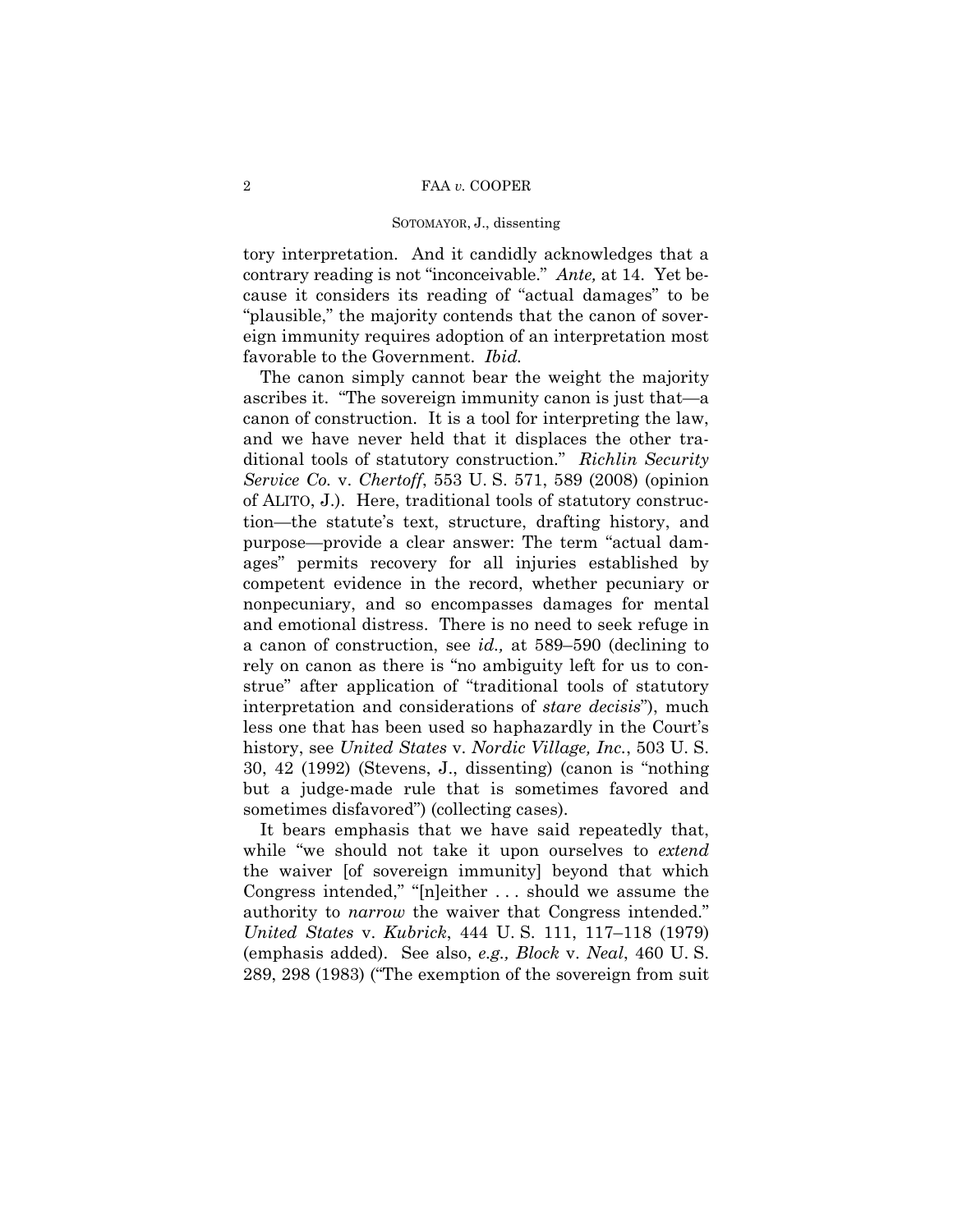tory interpretation. And it candidly acknowledges that a contrary reading is not "inconceivable." *Ante,* at 14. Yet because it considers its reading of "actual damages" to be "plausible," the majority contends that the canon of sovereign immunity requires adoption of an interpretation most favorable to the Government. *Ibid.*

The canon simply cannot bear the weight the majority ascribes it. "The sovereign immunity canon is just that—a canon of construction. It is a tool for interpreting the law, and we have never held that it displaces the other traditional tools of statutory construction." *Richlin Security Service Co.* v. *Chertoff*, 553 U. S. 571, 589 (2008) (opinion of ALITO, J.). Here, traditional tools of statutory construction—the statute's text, structure, drafting history, and purpose—provide a clear answer: The term "actual damages" permits recovery for all injuries established by competent evidence in the record, whether pecuniary or nonpecuniary, and so encompasses damages for mental and emotional distress. There is no need to seek refuge in a canon of construction, see *id.,* at 589–590 (declining to rely on canon as there is "no ambiguity left for us to construe" after application of "traditional tools of statutory interpretation and considerations of *stare decisis*"), much less one that has been used so haphazardly in the Court's history, see *United States* v. *Nordic Village, Inc.*, 503 U. S. 30, 42 (1992) (Stevens, J., dissenting) (canon is "nothing but a judge-made rule that is sometimes favored and sometimes disfavored") (collecting cases).

It bears emphasis that we have said repeatedly that, while "we should not take it upon ourselves to *extend* the waiver [of sovereign immunity] beyond that which Congress intended," "[n]either . . . should we assume the authority to *narrow* the waiver that Congress intended." *United States* v. *Kubrick*, 444 U. S. 111, 117–118 (1979) (emphasis added). See also, *e.g., Block* v. *Neal*, 460 U. S. 289, 298 (1983) ("The exemption of the sovereign from suit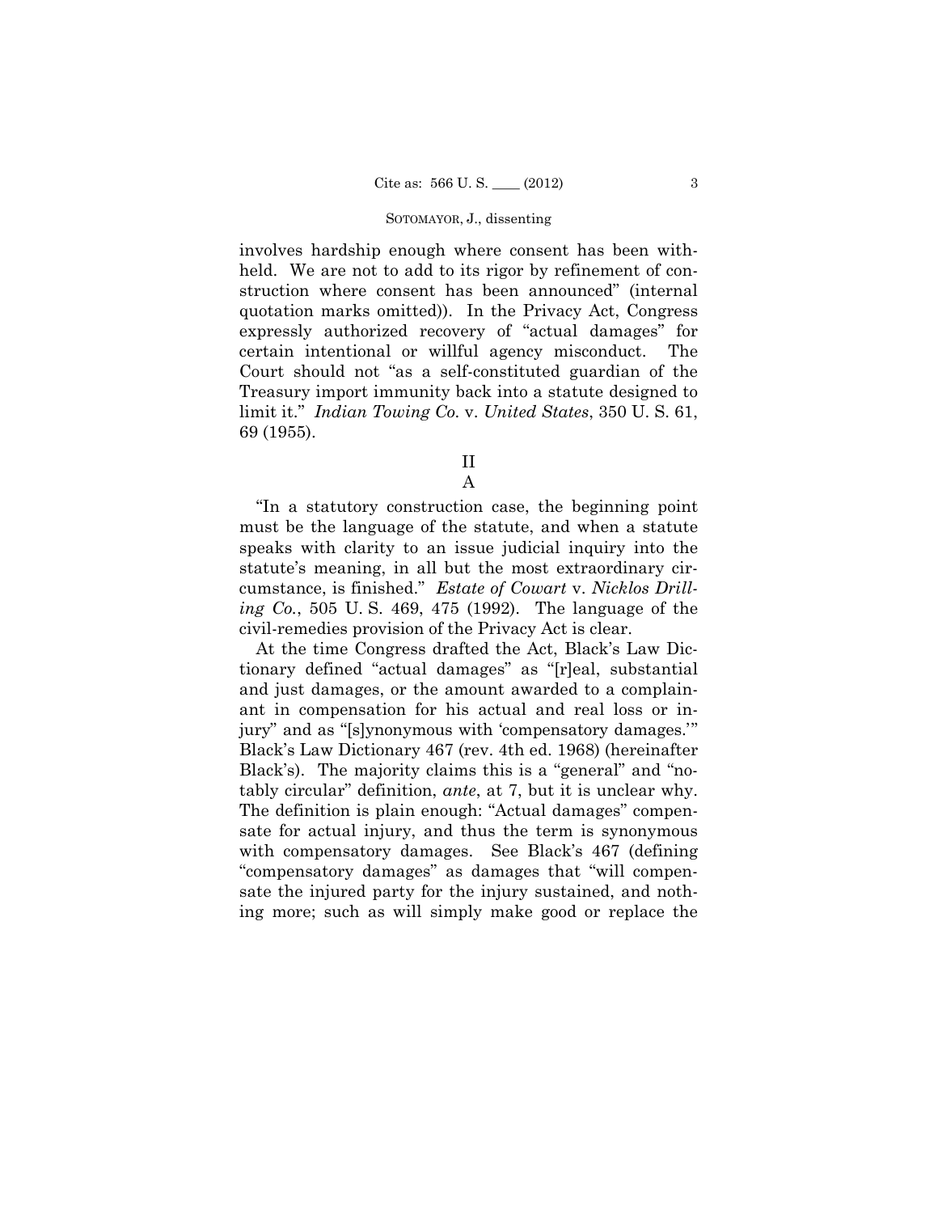involves hardship enough where consent has been withheld. We are not to add to its rigor by refinement of construction where consent has been announced" (internal quotation marks omitted)). In the Privacy Act, Congress expressly authorized recovery of "actual damages" for certain intentional or willful agency misconduct. The Court should not "as a self-constituted guardian of the Treasury import immunity back into a statute designed to limit it." *Indian Towing Co.* v. *United States*, 350 U. S. 61, 69 (1955).

## II

### A

"In a statutory construction case, the beginning point must be the language of the statute, and when a statute speaks with clarity to an issue judicial inquiry into the statute's meaning, in all but the most extraordinary circumstance, is finished." *Estate of Cowart* v. *Nicklos Drilling Co.*, 505 U. S. 469, 475 (1992). The language of the civil-remedies provision of the Privacy Act is clear.

At the time Congress drafted the Act, Black's Law Dictionary defined "actual damages" as "[r]eal, substantial and just damages, or the amount awarded to a complainant in compensation for his actual and real loss or injury" and as "[s]ynonymous with 'compensatory damages.'" Black's Law Dictionary 467 (rev. 4th ed. 1968) (hereinafter Black's). The majority claims this is a "general" and "notably circular" definition, *ante*, at 7, but it is unclear why. The definition is plain enough: "Actual damages" compensate for actual injury, and thus the term is synonymous with compensatory damages. See Black's 467 (defining "compensatory damages" as damages that "will compensate the injured party for the injury sustained, and nothing more; such as will simply make good or replace the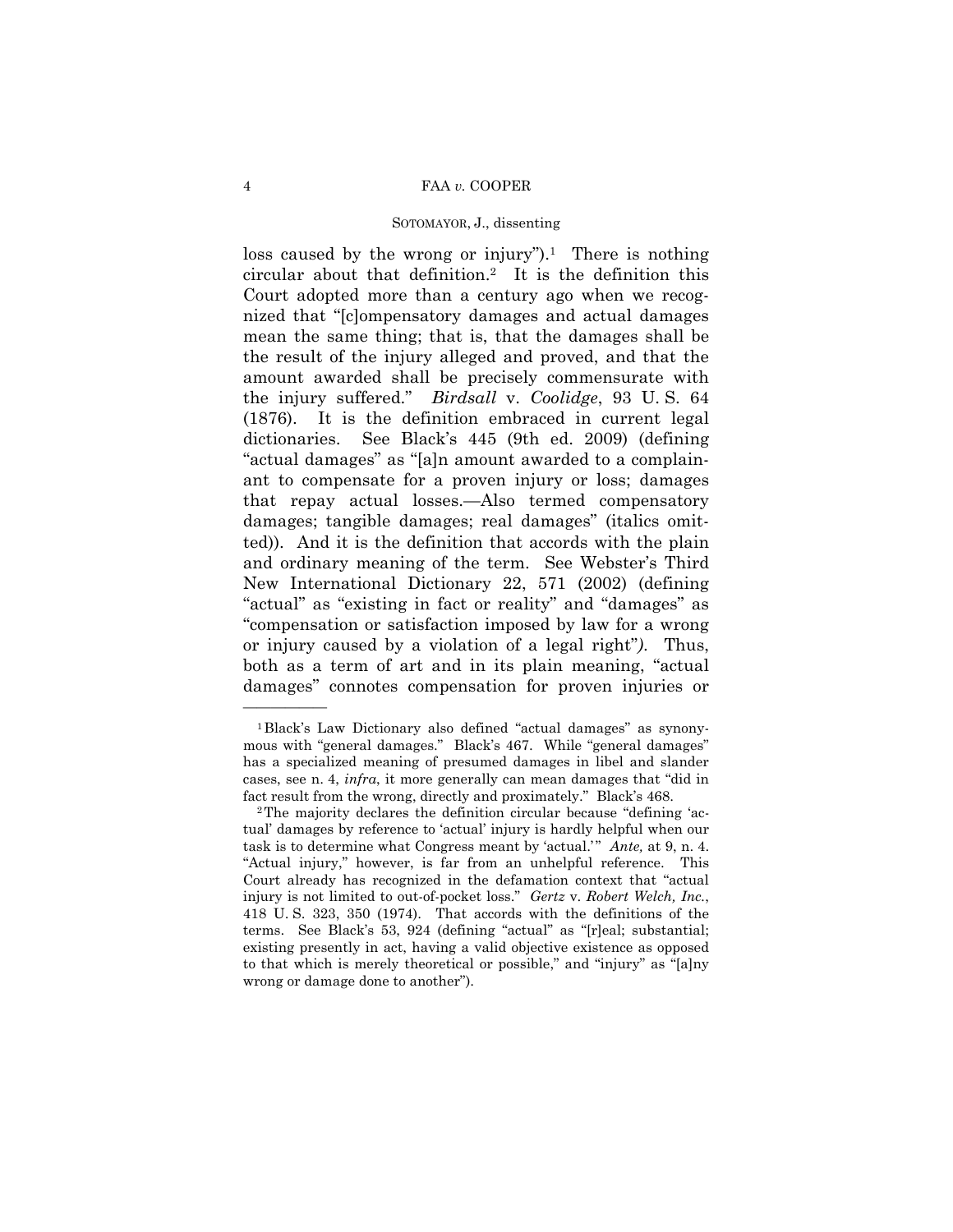loss caused by the wrong or injury").[1] There is nothing circular about that definition.[2] It is the definition this Court adopted more than a century ago when we recognized that "[c]ompensatory damages and actual damages mean the same thing; that is, that the damages shall be the result of the injury alleged and proved, and that the amount awarded shall be precisely commensurate with the injury suffered." *Birdsall* v. *Coolidge*, 93 U. S. 64 (1876). It is the definition embraced in current legal dictionaries. See Black's 445 (9th ed. 2009) (defining "actual damages" as "[a]n amount awarded to a complainant to compensate for a proven injury or loss; damages that repay actual losses.—Also termed compensatory damages; tangible damages; real damages" (italics omitted)). And it is the definition that accords with the plain and ordinary meaning of the term. See Webster's Third New International Dictionary 22, 571 (2002) (defining "actual" as "existing in fact or reality" and "damages" as "compensation or satisfaction imposed by law for a wrong or injury caused by a violation of a legal right"*)*. Thus, both as a term of art and in its plain meaning, "actual damages" connotes compensation for proven injuries or

---

[1] Black's Law Dictionary also defined "actual damages" as synonymous with "general damages." Black's 467. While "general damages" has a specialized meaning of presumed damages in libel and slander cases, see n. 4, *infra*, it more generally can mean damages that "did in fact result from the wrong, directly and proximately." Black's 468.

[2] The majority declares the definition circular because "defining 'actual' damages by reference to 'actual' injury is hardly helpful when our task is to determine what Congress meant by 'actual.'" *Ante,* at 9, n. 4. "Actual injury," however, is far from an unhelpful reference. This Court already has recognized in the defamation context that "actual injury is not limited to out-of-pocket loss." *Gertz* v. *Robert Welch, Inc.*, 418 U. S. 323, 350 (1974). That accords with the definitions of the terms. See Black's 53, 924 (defining "actual" as "[r]eal; substantial; existing presently in act, having a valid objective existence as opposed to that which is merely theoretical or possible," and "injury" as "[a]ny wrong or damage done to another").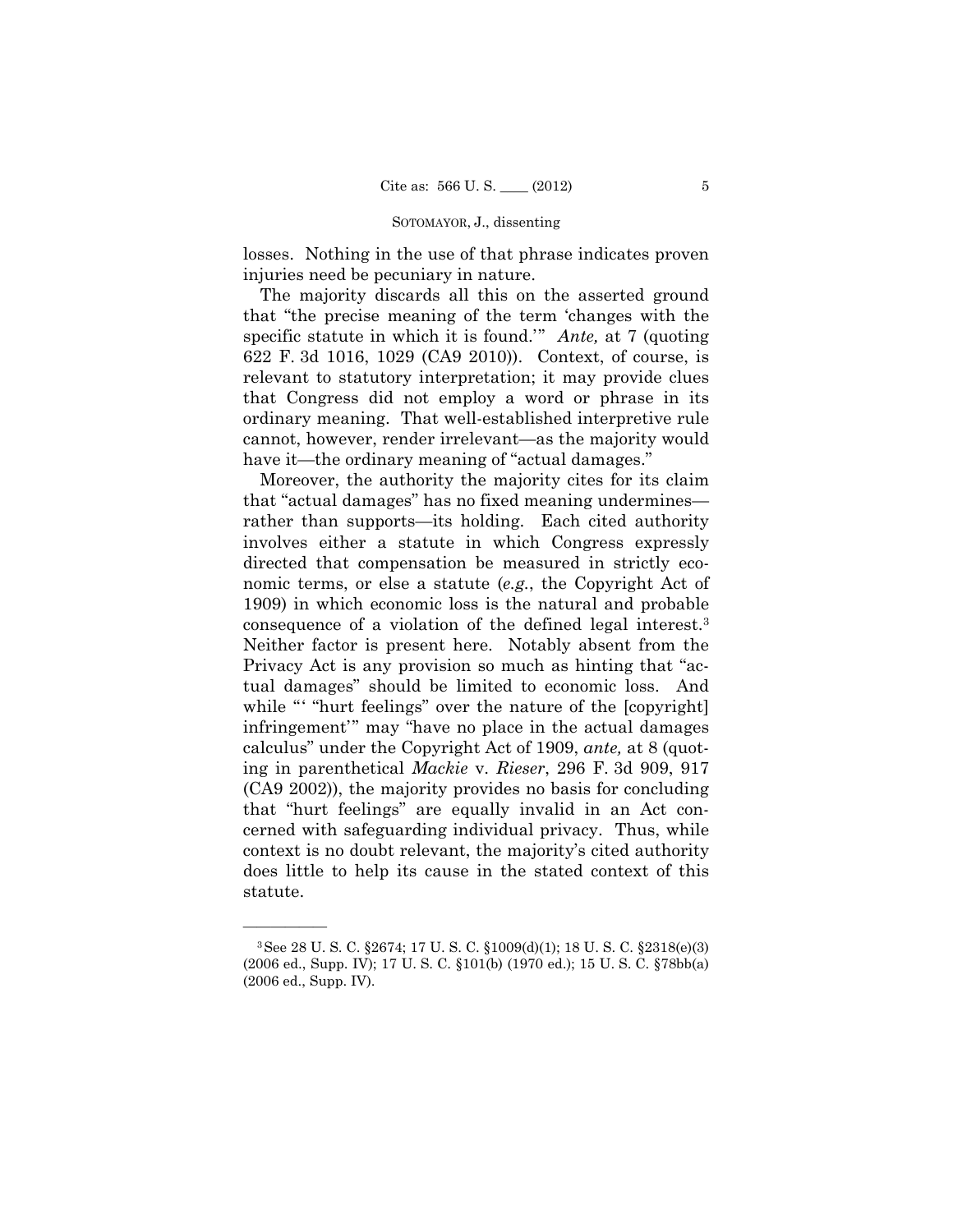losses. Nothing in the use of that phrase indicates proven injuries need be pecuniary in nature.

The majority discards all this on the asserted ground that "the precise meaning of the term 'changes with the specific statute in which it is found.'" *Ante,* at 7 (quoting 622 F. 3d 1016, 1029 (CA9 2010)). Context, of course, is relevant to statutory interpretation; it may provide clues that Congress did not employ a word or phrase in its ordinary meaning. That well-established interpretive rule cannot, however, render irrelevant—as the majority would have it—the ordinary meaning of "actual damages."

Moreover, the authority the majority cites for its claim that "actual damages" has no fixed meaning undermines—rather than supports—its holding. Each cited authority involves either a statute in which Congress expressly directed that compensation be measured in strictly economic terms, or else a statute (*e.g.*, the Copyright Act of 1909) in which economic loss is the natural and probable consequence of a violation of the defined legal interest.[3] Neither factor is present here. Notably absent from the Privacy Act is any provision so much as hinting that "actual damages" should be limited to economic loss. And while "' "hurt feelings" over the nature of the [copyright] infringement'" may "have no place in the actual damages calculus" under the Copyright Act of 1909, *ante,* at 8 (quoting in parenthetical *Mackie* v. *Rieser*, 296 F. 3d 909, 917 (CA9 2002)), the majority provides no basis for concluding that "hurt feelings" are equally invalid in an Act concerned with safeguarding individual privacy. Thus, while context is no doubt relevant, the majority's cited authority does little to help its cause in the stated context of this statute.

---

[3] See 28 U. S. C. §2674; 17 U. S. C. §1009(d)(1); 18 U. S. C. §2318(e)(3) (2006 ed., Supp. IV); 17 U. S. C. §101(b) (1970 ed.); 15 U. S. C. §78bb(a) (2006 ed., Supp. IV).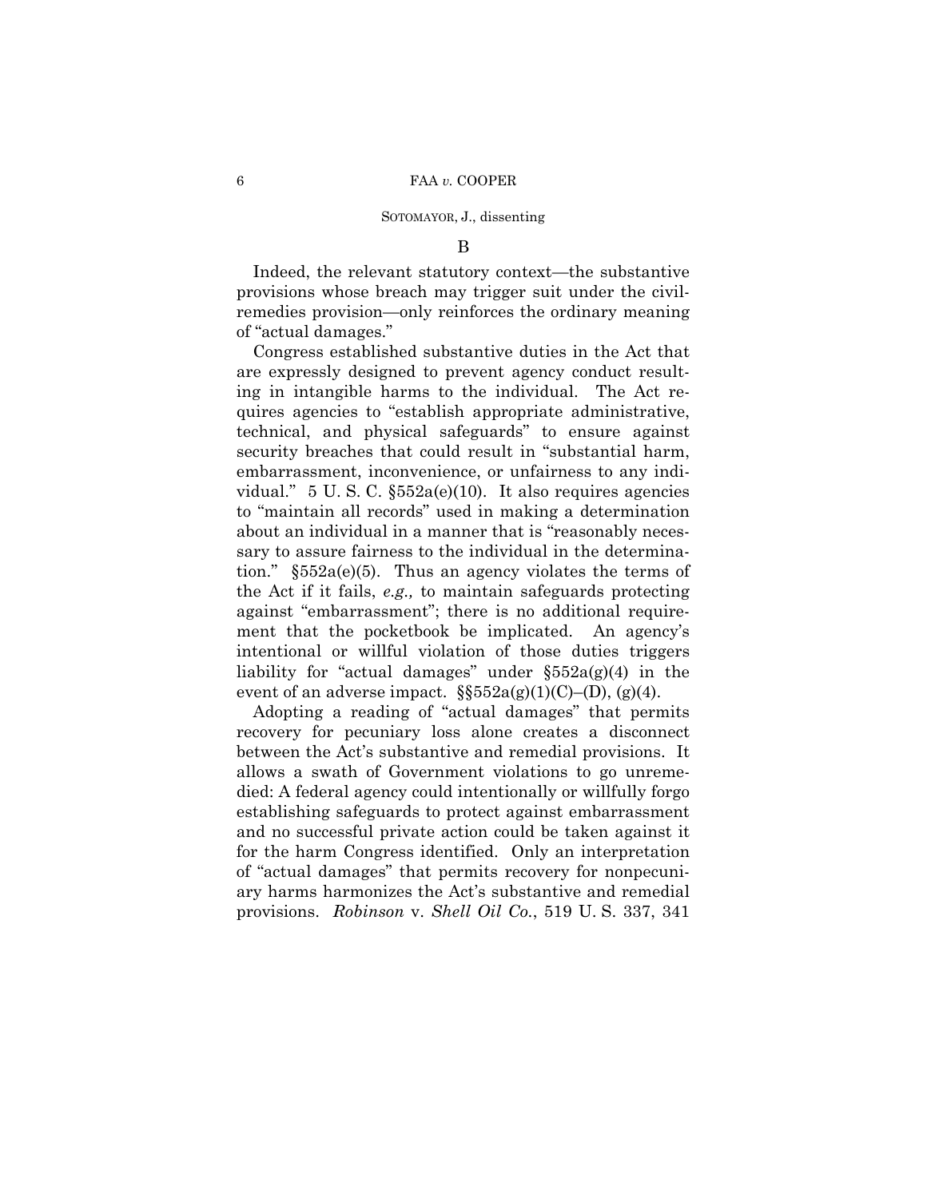B

Indeed, the relevant statutory context—the substantive provisions whose breach may trigger suit under the civil-remedies provision—only reinforces the ordinary meaning of "actual damages."

Congress established substantive duties in the Act that are expressly designed to prevent agency conduct resulting in intangible harms to the individual. The Act requires agencies to "establish appropriate administrative, technical, and physical safeguards" to ensure against security breaches that could result in "substantial harm, embarrassment, inconvenience, or unfairness to any individual." 5 U. S. C. §552a(e)(10). It also requires agencies to "maintain all records" used in making a determination about an individual in a manner that is "reasonably necessary to assure fairness to the individual in the determination." §552a(e)(5). Thus an agency violates the terms of the Act if it fails, *e.g.,* to maintain safeguards protecting against "embarrassment"; there is no additional requirement that the pocketbook be implicated. An agency's intentional or willful violation of those duties triggers liability for "actual damages" under §552a(g)(4) in the event of an adverse impact. §§552a(g)(1)(C)–(D), (g)(4).

Adopting a reading of "actual damages" that permits recovery for pecuniary loss alone creates a disconnect between the Act's substantive and remedial provisions. It allows a swath of Government violations to go unremedied: A federal agency could intentionally or willfully forgo establishing safeguards to protect against embarrassment and no successful private action could be taken against it for the harm Congress identified. Only an interpretation of "actual damages" that permits recovery for nonpecuniary harms harmonizes the Act's substantive and remedial provisions. *Robinson* v. *Shell Oil Co.*, 519 U. S. 337, 341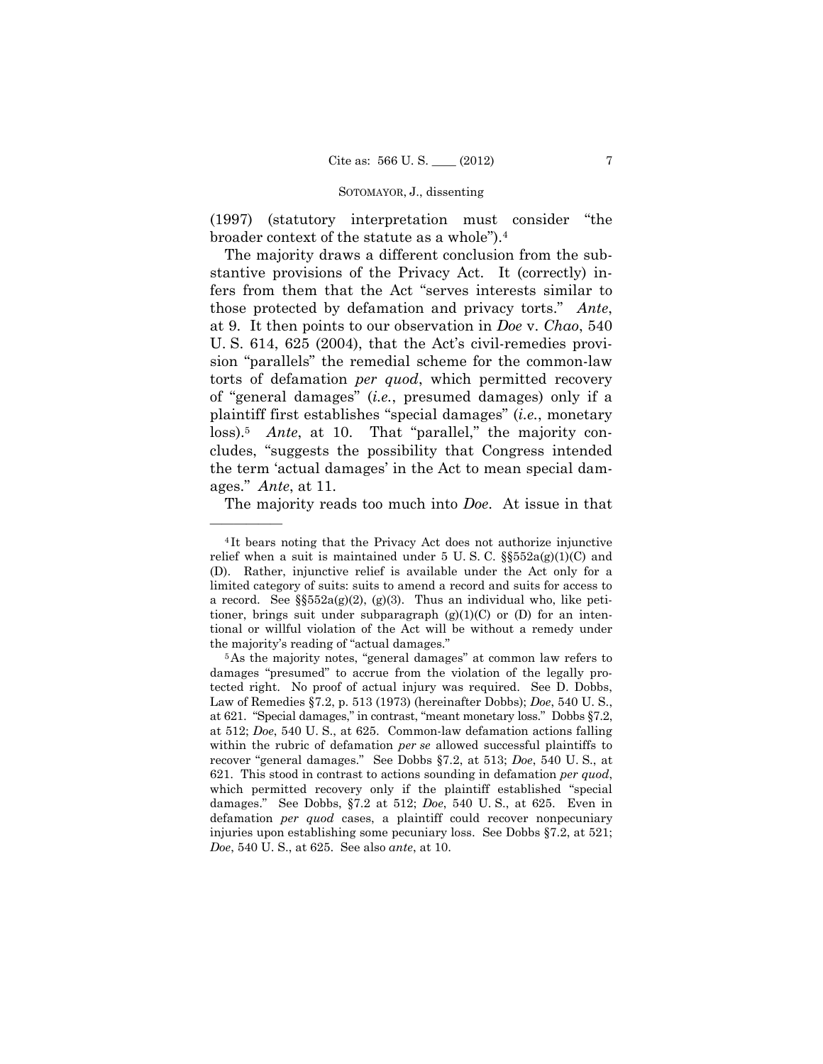(1997) (statutory interpretation must consider "the broader context of the statute as a whole").[4]

The majority draws a different conclusion from the substantive provisions of the Privacy Act. It (correctly) infers from them that the Act "serves interests similar to those protected by defamation and privacy torts." *Ante*, at 9. It then points to our observation in *Doe* v. *Chao*, 540 U. S. 614, 625 (2004), that the Act's civil-remedies provision "parallels" the remedial scheme for the common-law torts of defamation *per quod*, which permitted recovery of "general damages" (*i.e.*, presumed damages) only if a plaintiff first establishes "special damages" (*i.e.*, monetary loss).[5] *Ante*, at 10. That "parallel," the majority concludes, "suggests the possibility that Congress intended the term 'actual damages' in the Act to mean special damages." *Ante*, at 11.

The majority reads too much into *Doe*. At issue in that

---

[4] It bears noting that the Privacy Act does not authorize injunctive relief when a suit is maintained under 5 U. S. C. §§552a(g)(1)(C) and (D). Rather, injunctive relief is available under the Act only for a limited category of suits: suits to amend a record and suits for access to a record. See §§552a(g)(2), (g)(3). Thus an individual who, like petitioner, brings suit under subparagraph (g)(1)(C) or (D) for an intentional or willful violation of the Act will be without a remedy under the majority's reading of "actual damages."

[5] As the majority notes, "general damages" at common law refers to damages "presumed" to accrue from the violation of the legally protected right. No proof of actual injury was required. See D. Dobbs, Law of Remedies §7.2, p. 513 (1973) (hereinafter Dobbs); *Doe*, 540 U. S., at 621. "Special damages," in contrast, "meant monetary loss." Dobbs §7.2, at 512; *Doe*, 540 U. S., at 625. Common-law defamation actions falling within the rubric of defamation *per se* allowed successful plaintiffs to recover "general damages." See Dobbs §7.2, at 513; *Doe*, 540 U. S., at 621. This stood in contrast to actions sounding in defamation *per quod*, which permitted recovery only if the plaintiff established "special damages." See Dobbs, §7.2 at 512; *Doe*, 540 U. S., at 625. Even in defamation *per quod* cases, a plaintiff could recover nonpecuniary injuries upon establishing some pecuniary loss. See Dobbs §7.2, at 521; *Doe*, 540 U. S., at 625. See also *ante*, at 10.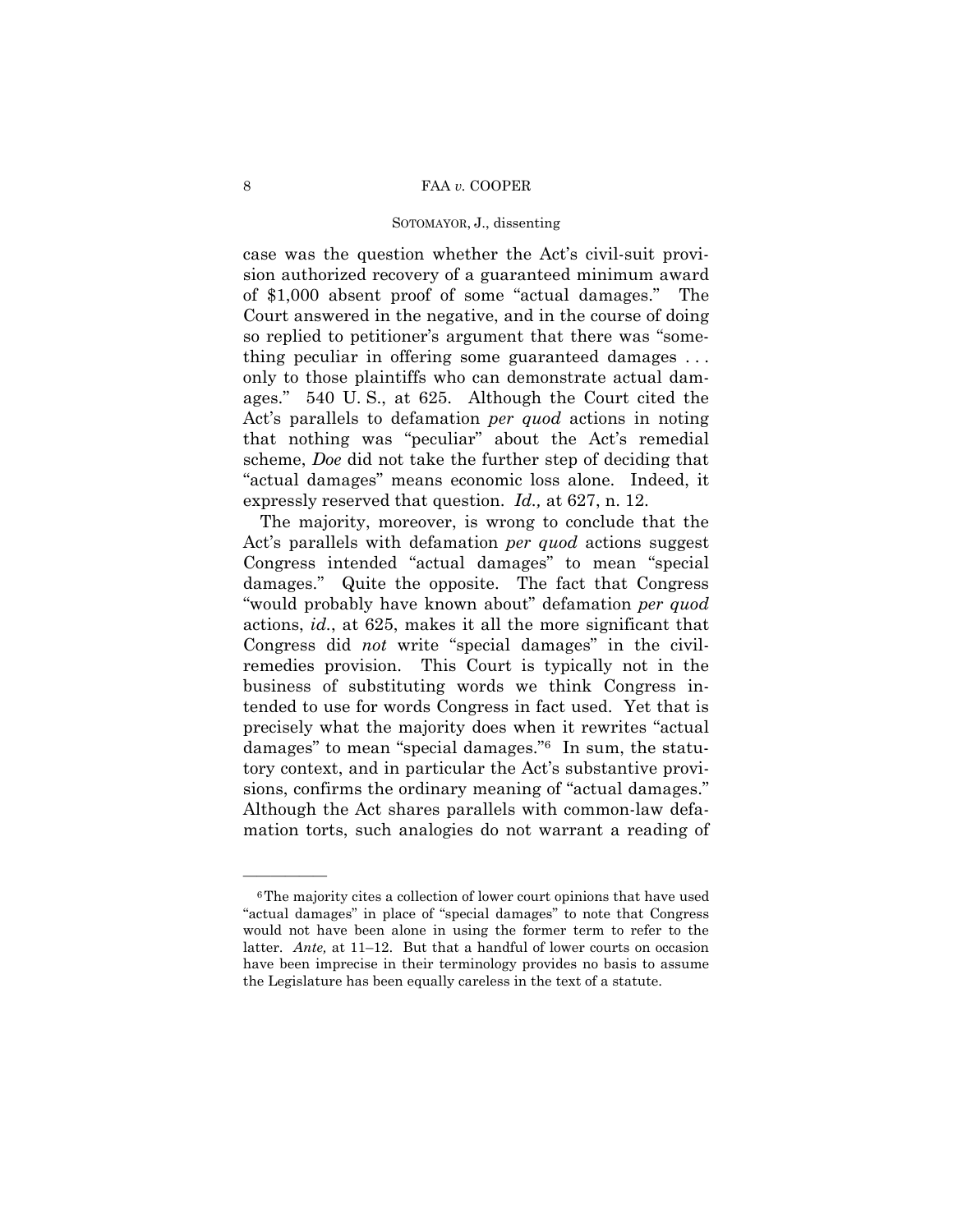case was the question whether the Act's civil-suit provision authorized recovery of a guaranteed minimum award of $1,000 absent proof of some "actual damages." The Court answered in the negative, and in the course of doing so replied to petitioner's argument that there was "something peculiar in offering some guaranteed damages . . . only to those plaintiffs who can demonstrate actual damages." 540 U. S., at 625. Although the Court cited the Act's parallels to defamation *per quod* actions in noting that nothing was "peculiar" about the Act's remedial scheme, *Doe* did not take the further step of deciding that "actual damages" means economic loss alone. Indeed, it expressly reserved that question. *Id.,* at 627, n. 12.

The majority, moreover, is wrong to conclude that the Act's parallels with defamation *per quod* actions suggest Congress intended "actual damages" to mean "special damages." Quite the opposite. The fact that Congress "would probably have known about" defamation *per quod* actions, *id.*, at 625, makes it all the more significant that Congress did *not* write "special damages" in the civil-remedies provision. This Court is typically not in the business of substituting words we think Congress intended to use for words Congress in fact used. Yet that is precisely what the majority does when it rewrites "actual damages" to mean "special damages."[6] In sum, the statutory context, and in particular the Act's substantive provisions, confirms the ordinary meaning of "actual damages." Although the Act shares parallels with common-law defamation torts, such analogies do not warrant a reading of

———————

[6] The majority cites a collection of lower court opinions that have used "actual damages" in place of "special damages" to note that Congress would not have been alone in using the former term to refer to the latter. *Ante,* at 11–12. But that a handful of lower courts on occasion have been imprecise in their terminology provides no basis to assume the Legislature has been equally careless in the text of a statute.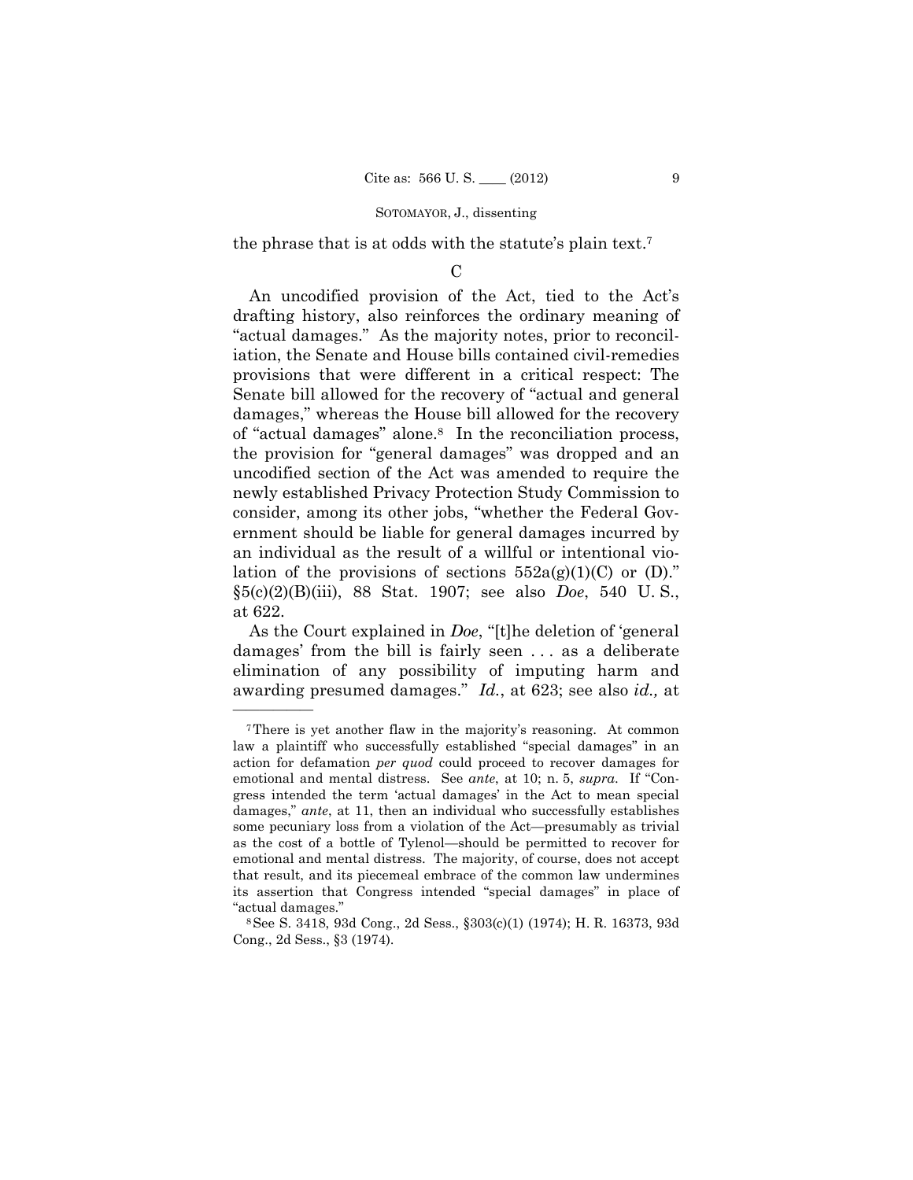the phrase that is at odds with the statute's plain text.[7]

C

An uncodified provision of the Act, tied to the Act's drafting history, also reinforces the ordinary meaning of "actual damages." As the majority notes, prior to reconciliation, the Senate and House bills contained civil-remedies provisions that were different in a critical respect: The Senate bill allowed for the recovery of "actual and general damages," whereas the House bill allowed for the recovery of "actual damages" alone.[8] In the reconciliation process, the provision for "general damages" was dropped and an uncodified section of the Act was amended to require the newly established Privacy Protection Study Commission to consider, among its other jobs, "whether the Federal Government should be liable for general damages incurred by an individual as the result of a willful or intentional violation of the provisions of sections 552a(g)(1)(C) or (D)." §5(c)(2)(B)(iii), 88 Stat. 1907; see also *Doe*, 540 U. S., at 622.

As the Court explained in *Doe*, "[t]he deletion of 'general damages' from the bill is fairly seen . . . as a deliberate elimination of any possibility of imputing harm and awarding presumed damages." *Id.*, at 623; see also *id.,* at

---

[7] There is yet another flaw in the majority's reasoning. At common law a plaintiff who successfully established "special damages" in an action for defamation *per quod* could proceed to recover damages for emotional and mental distress. See *ante*, at 10; n. 5, *supra*. If "Congress intended the term 'actual damages' in the Act to mean special damages," *ante*, at 11, then an individual who successfully establishes some pecuniary loss from a violation of the Act—presumably as trivial as the cost of a bottle of Tylenol—should be permitted to recover for emotional and mental distress. The majority, of course, does not accept that result, and its piecemeal embrace of the common law undermines its assertion that Congress intended "special damages" in place of "actual damages."

[8] See S. 3418, 93d Cong., 2d Sess., §303(c)(1) (1974); H. R. 16373, 93d Cong., 2d Sess., §3 (1974).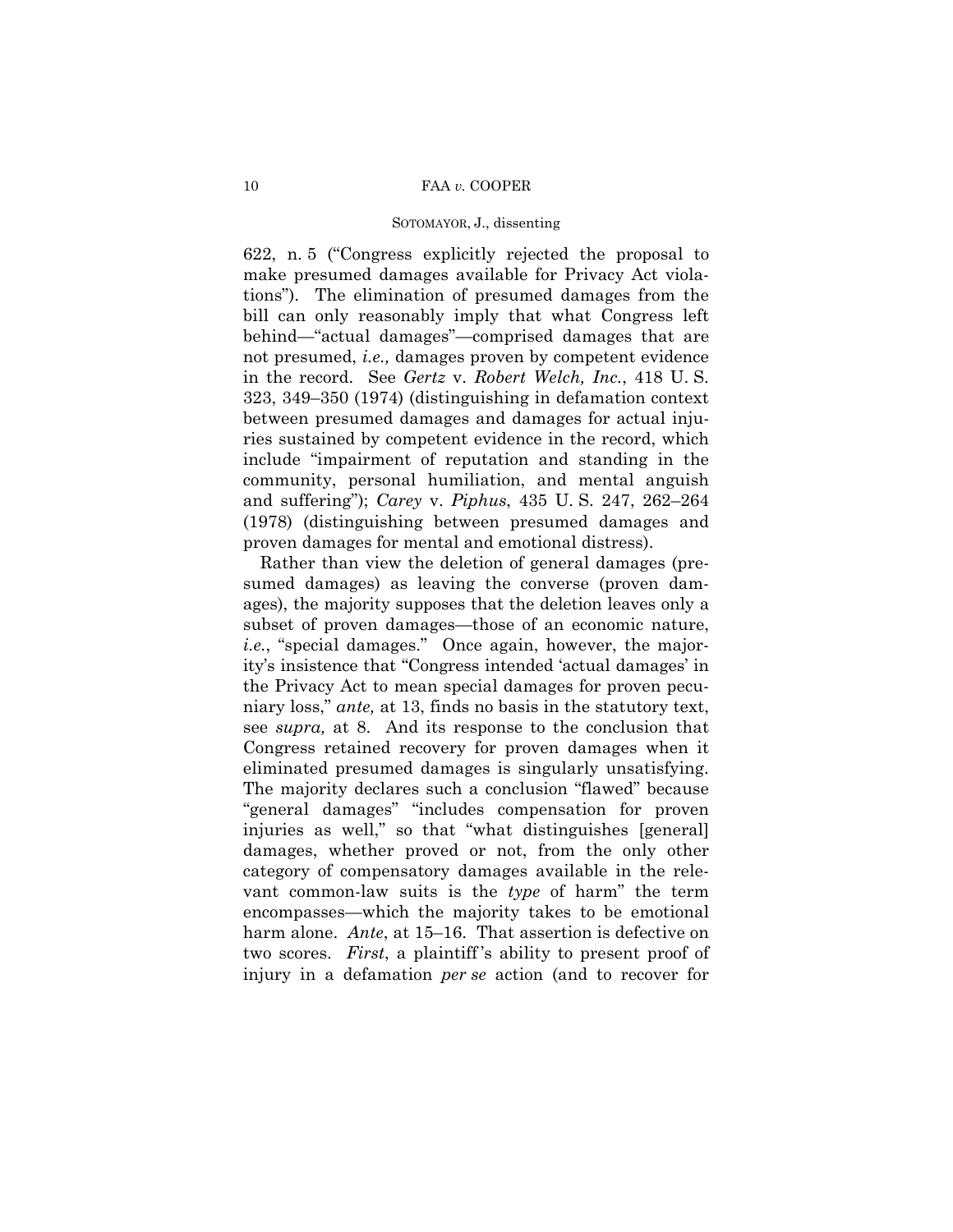622, n. 5 ("Congress explicitly rejected the proposal to make presumed damages available for Privacy Act violations"). The elimination of presumed damages from the bill can only reasonably imply that what Congress left behind—"actual damages"—comprised damages that are not presumed, *i.e.,* damages proven by competent evidence in the record. See *Gertz* v. *Robert Welch, Inc.*, 418 U. S. 323, 349–350 (1974) (distinguishing in defamation context between presumed damages and damages for actual injuries sustained by competent evidence in the record, which include "impairment of reputation and standing in the community, personal humiliation, and mental anguish and suffering"); *Carey* v. *Piphus*, 435 U. S. 247, 262–264 (1978) (distinguishing between presumed damages and proven damages for mental and emotional distress).

Rather than view the deletion of general damages (presumed damages) as leaving the converse (proven damages), the majority supposes that the deletion leaves only a subset of proven damages—those of an economic nature, *i.e.*, "special damages." Once again, however, the majority's insistence that "Congress intended 'actual damages' in the Privacy Act to mean special damages for proven pecuniary loss," *ante,* at 13, finds no basis in the statutory text, see *supra,* at 8. And its response to the conclusion that Congress retained recovery for proven damages when it eliminated presumed damages is singularly unsatisfying. The majority declares such a conclusion "flawed" because "general damages" "includes compensation for proven injuries as well," so that "what distinguishes [general] damages, whether proved or not, from the only other category of compensatory damages available in the relevant common-law suits is the *type* of harm" the term encompasses—which the majority takes to be emotional harm alone. *Ante*, at 15–16. That assertion is defective on two scores. *First*, a plaintiff's ability to present proof of injury in a defamation *per se* action (and to recover for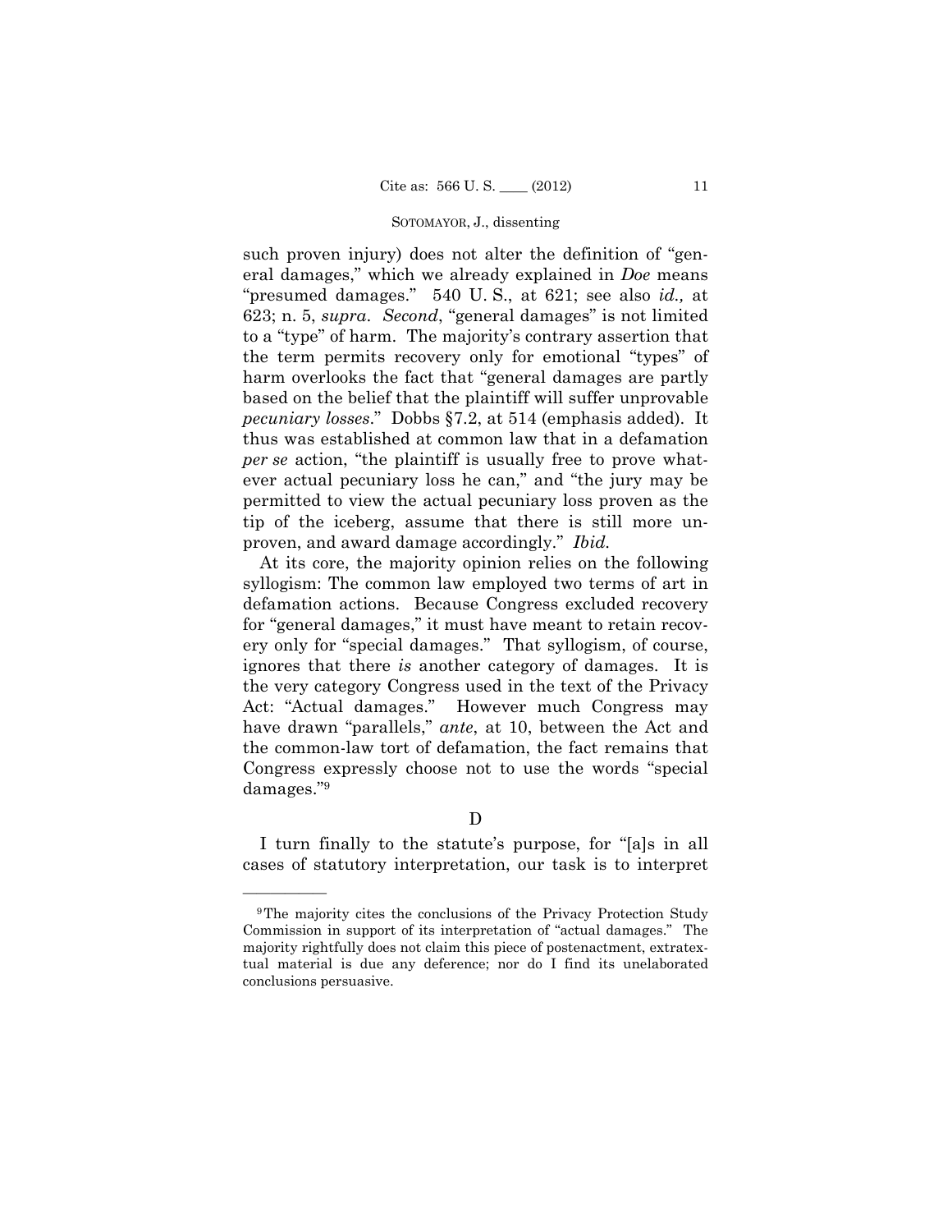such proven injury) does not alter the definition of "general damages," which we already explained in *Doe* means "presumed damages." 540 U. S., at 621; see also *id.,* at 623; n. 5, *supra*. *Second*, "general damages" is not limited to a "type" of harm. The majority's contrary assertion that the term permits recovery only for emotional "types" of harm overlooks the fact that "general damages are partly based on the belief that the plaintiff will suffer unprovable *pecuniary losses*." Dobbs §7.2, at 514 (emphasis added). It thus was established at common law that in a defamation *per se* action, "the plaintiff is usually free to prove whatever actual pecuniary loss he can," and "the jury may be permitted to view the actual pecuniary loss proven as the tip of the iceberg, assume that there is still more unproven, and award damage accordingly." *Ibid.*

At its core, the majority opinion relies on the following syllogism: The common law employed two terms of art in defamation actions. Because Congress excluded recovery for "general damages," it must have meant to retain recovery only for "special damages." That syllogism, of course, ignores that there *is* another category of damages. It is the very category Congress used in the text of the Privacy Act: "Actual damages." However much Congress may have drawn "parallels," *ante*, at 10, between the Act and the common-law tort of defamation, the fact remains that Congress expressly choose not to use the words "special damages."[9]

### D

I turn finally to the statute's purpose, for "[a]s in all cases of statutory interpretation, our task is to interpret

---

[9] The majority cites the conclusions of the Privacy Protection Study Commission in support of its interpretation of "actual damages." The majority rightfully does not claim this piece of postenactment, extratextual material is due any deference; nor do I find its unelaborated conclusions persuasive.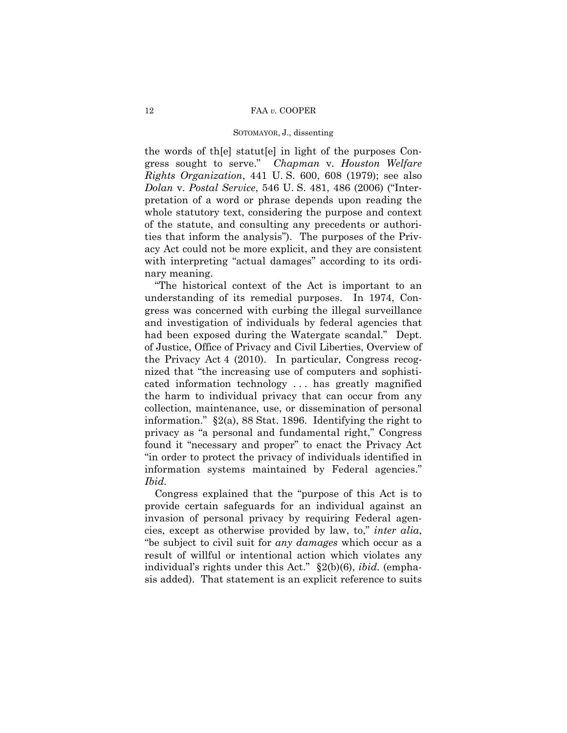the words of th[e] statut[e] in light of the purposes Congress sought to serve." *Chapman* v. *Houston Welfare Rights Organization*, 441 U. S. 600, 608 (1979); see also *Dolan* v. *Postal Service*, 546 U. S. 481, 486 (2006) ("Interpretation of a word or phrase depends upon reading the whole statutory text, considering the purpose and context of the statute, and consulting any precedents or authorities that inform the analysis"). The purposes of the Privacy Act could not be more explicit, and they are consistent with interpreting "actual damages" according to its ordinary meaning.

"The historical context of the Act is important to an understanding of its remedial purposes. In 1974, Congress was concerned with curbing the illegal surveillance and investigation of individuals by federal agencies that had been exposed during the Watergate scandal." Dept. of Justice, Office of Privacy and Civil Liberties, Overview of the Privacy Act 4 (2010). In particular, Congress recognized that "the increasing use of computers and sophisticated information technology . . . has greatly magnified the harm to individual privacy that can occur from any collection, maintenance, use, or dissemination of personal information." §2(a), 88 Stat. 1896. Identifying the right to privacy as "a personal and fundamental right," Congress found it "necessary and proper" to enact the Privacy Act "in order to protect the privacy of individuals identified in information systems maintained by Federal agencies." *Ibid.*

Congress explained that the "purpose of this Act is to provide certain safeguards for an individual against an invasion of personal privacy by requiring Federal agencies, except as otherwise provided by law, to," *inter alia*, "be subject to civil suit for *any damages* which occur as a result of willful or intentional action which violates any individual's rights under this Act." §2(b)(6), *ibid.* (emphasis added). That statement is an explicit reference to suits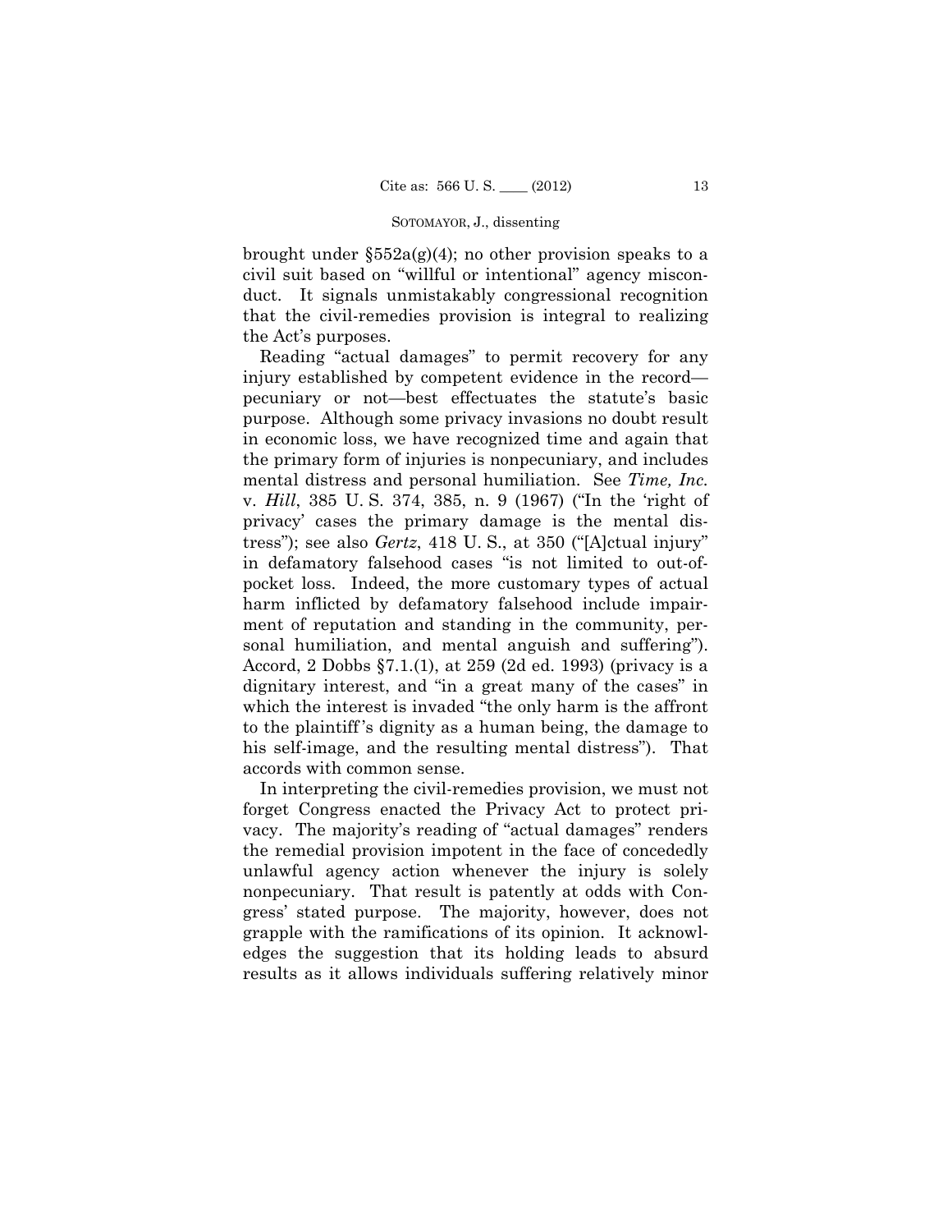brought under §552a(g)(4); no other provision speaks to a civil suit based on "willful or intentional" agency misconduct. It signals unmistakably congressional recognition that the civil-remedies provision is integral to realizing the Act's purposes.

Reading "actual damages" to permit recovery for any injury established by competent evidence in the record—pecuniary or not—best effectuates the statute's basic purpose. Although some privacy invasions no doubt result in economic loss, we have recognized time and again that the primary form of injuries is nonpecuniary, and includes mental distress and personal humiliation. See *Time, Inc.* v. *Hill*, 385 U. S. 374, 385, n. 9 (1967) ("In the 'right of privacy' cases the primary damage is the mental distress"); see also *Gertz*, 418 U. S., at 350 ("[A]ctual injury" in defamatory falsehood cases "is not limited to out-of-pocket loss. Indeed, the more customary types of actual harm inflicted by defamatory falsehood include impairment of reputation and standing in the community, personal humiliation, and mental anguish and suffering"). Accord, 2 Dobbs §7.1.(1), at 259 (2d ed. 1993) (privacy is a dignitary interest, and "in a great many of the cases" in which the interest is invaded "the only harm is the affront to the plaintiff's dignity as a human being, the damage to his self-image, and the resulting mental distress"). That accords with common sense.

In interpreting the civil-remedies provision, we must not forget Congress enacted the Privacy Act to protect privacy. The majority's reading of "actual damages" renders the remedial provision impotent in the face of concededly unlawful agency action whenever the injury is solely nonpecuniary. That result is patently at odds with Congress' stated purpose. The majority, however, does not grapple with the ramifications of its opinion. It acknowledges the suggestion that its holding leads to absurd results as it allows individuals suffering relatively minor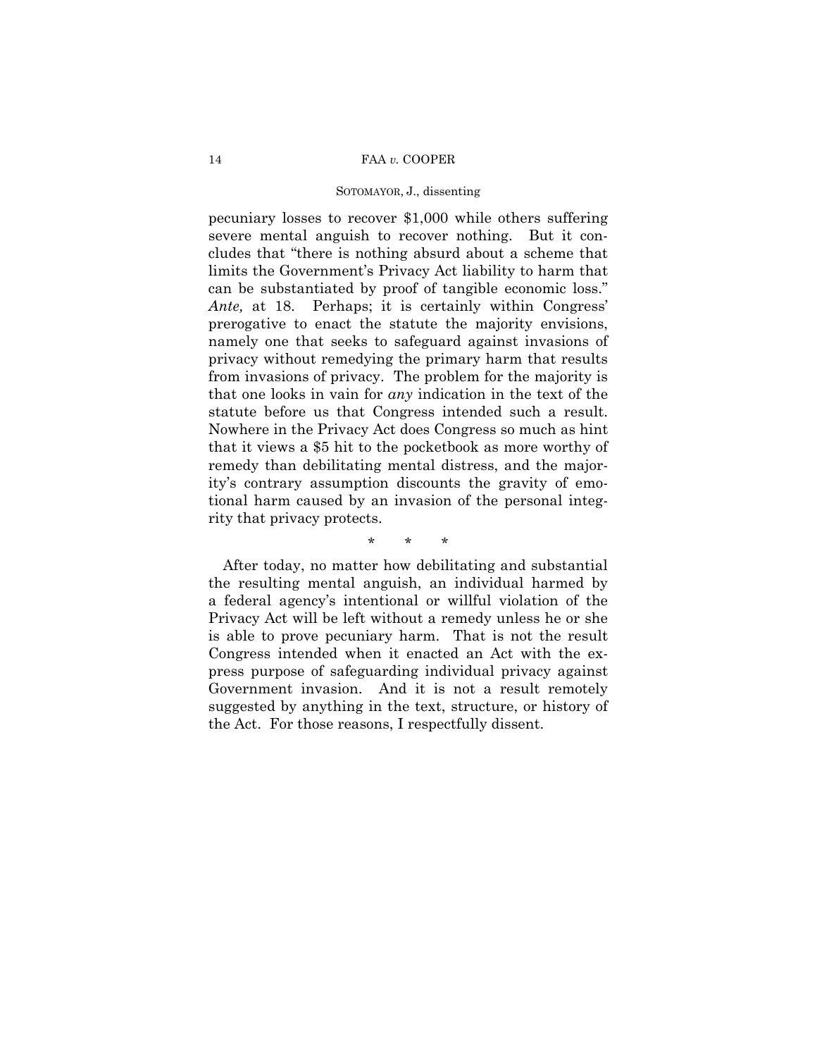pecuniary losses to recover $1,000 while others suffering severe mental anguish to recover nothing. But it concludes that "there is nothing absurd about a scheme that limits the Government's Privacy Act liability to harm that can be substantiated by proof of tangible economic loss." *Ante,* at 18. Perhaps; it is certainly within Congress' prerogative to enact the statute the majority envisions, namely one that seeks to safeguard against invasions of privacy without remedying the primary harm that results from invasions of privacy. The problem for the majority is that one looks in vain for *any* indication in the text of the statute before us that Congress intended such a result. Nowhere in the Privacy Act does Congress so much as hint that it views a $5 hit to the pocketbook as more worthy of remedy than debilitating mental distress, and the majority's contrary assumption discounts the gravity of emotional harm caused by an invasion of the personal integrity that privacy protects.

\* \* \*

After today, no matter how debilitating and substantial the resulting mental anguish, an individual harmed by a federal agency's intentional or willful violation of the Privacy Act will be left without a remedy unless he or she is able to prove pecuniary harm. That is not the result Congress intended when it enacted an Act with the express purpose of safeguarding individual privacy against Government invasion. And it is not a result remotely suggested by anything in the text, structure, or history of the Act. For those reasons, I respectfully dissent.